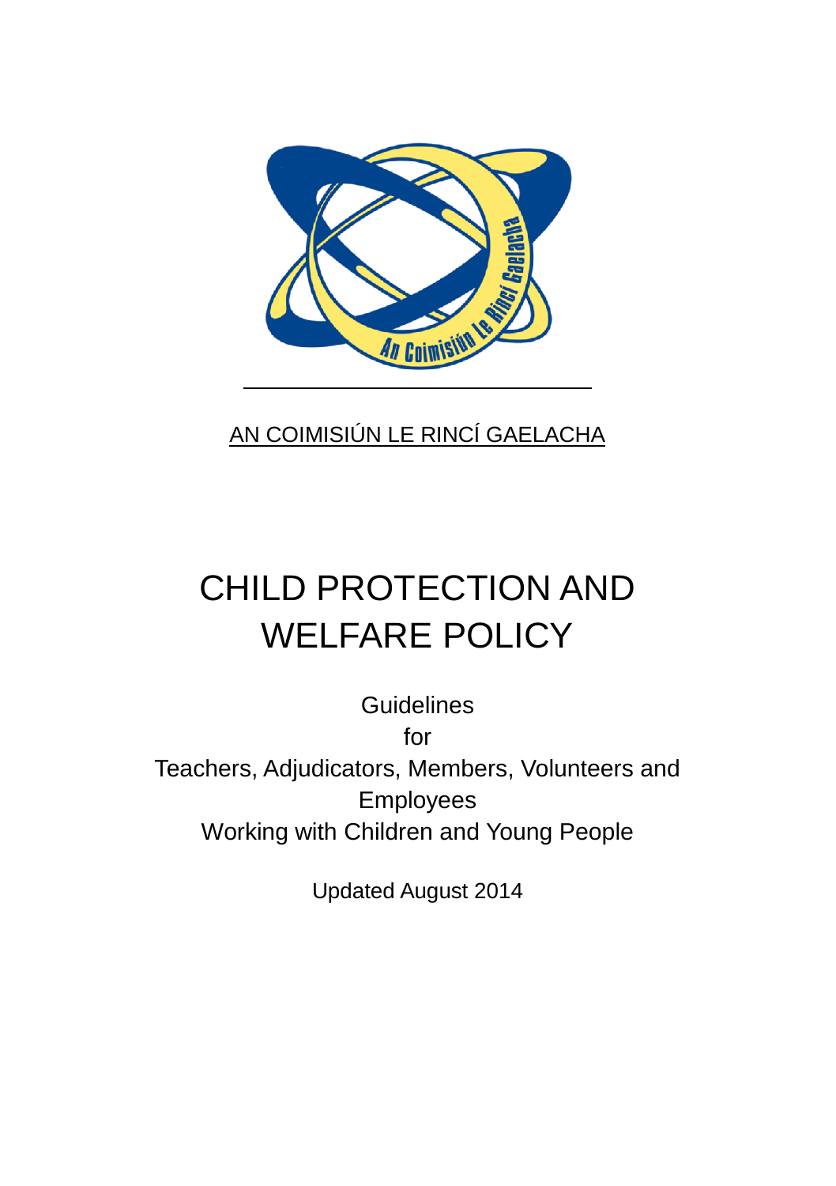AN COIMISIÚN LE RINCÍ GAELACHA

# CHILD PROTECTION AND WELFARE POLICY

Guidelines

for

Teachers, Adjudicators, Members, Volunteers and Employees

Working with Children and Young People

Updated August 2014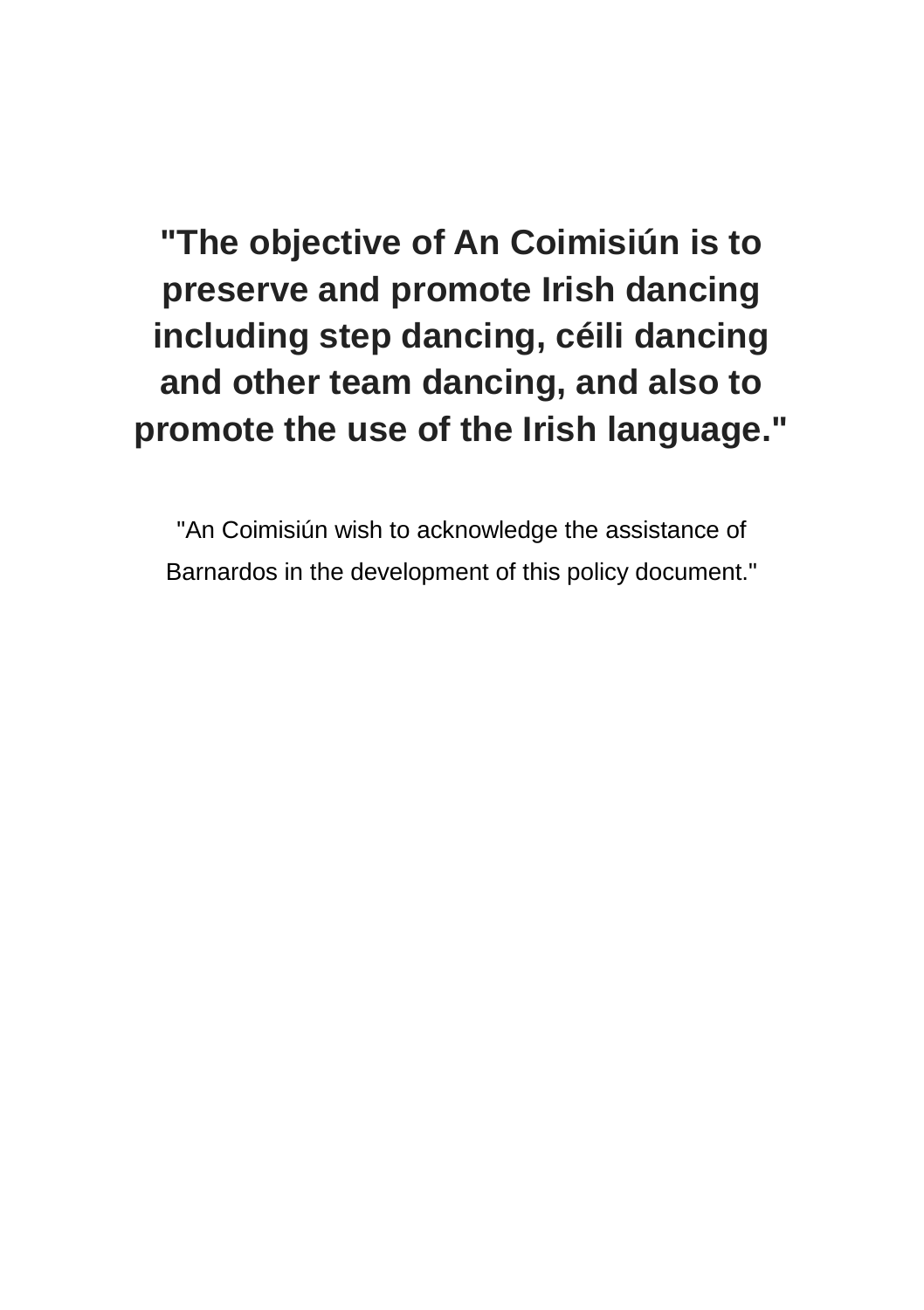**"The objective of An Coimisiún is to preserve and promote Irish dancing including step dancing, céili dancing and other team dancing, and also to promote the use of the Irish language."**

"An Coimisiún wish to acknowledge the assistance of Barnardos in the development of this policy document."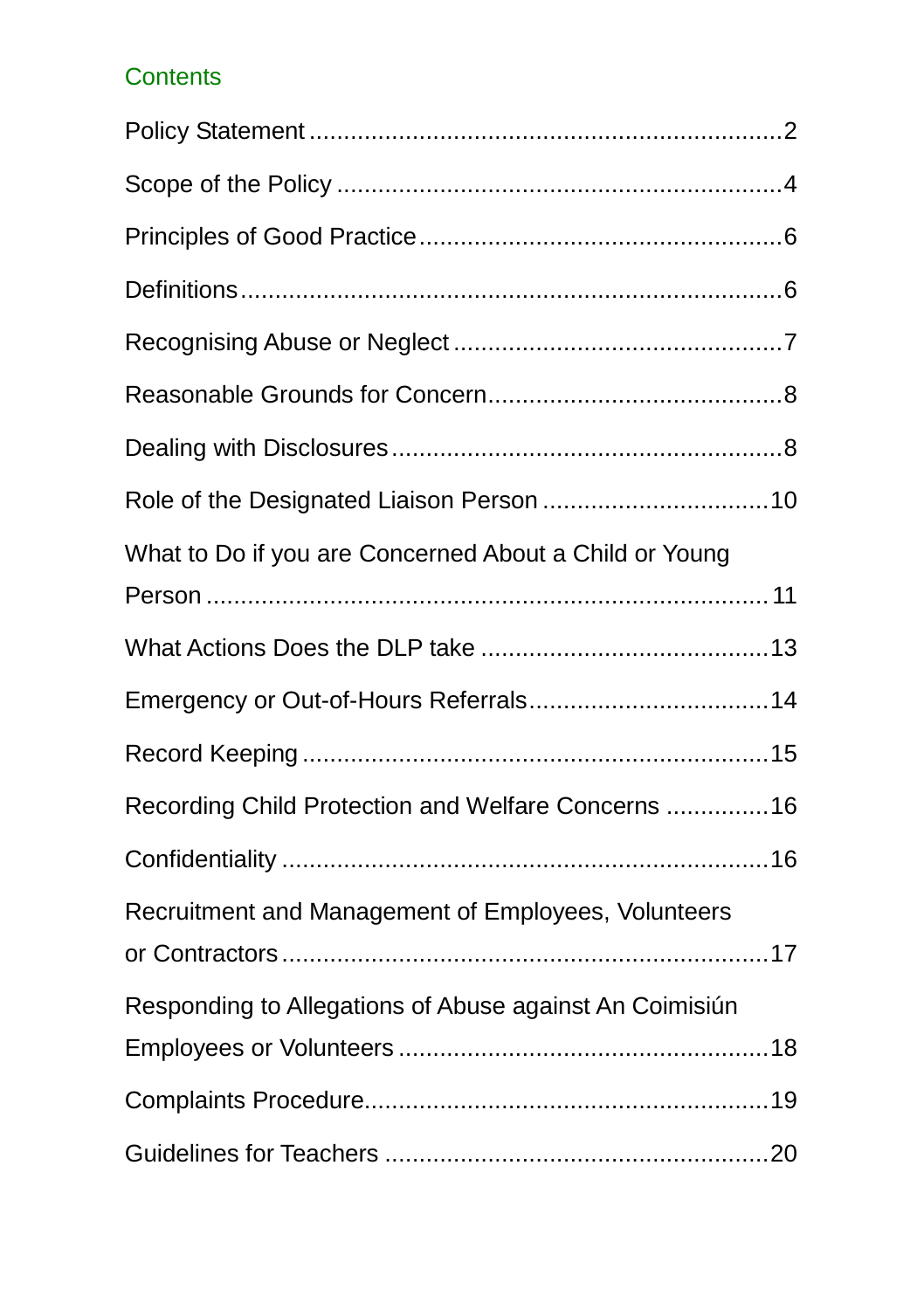## Contents

- Policy Statement ........ 2
- Scope of the Policy ........ 4
- Principles of Good Practice ........ 6
- Definitions ........ 6
- Recognising Abuse or Neglect ........ 7
- Reasonable Grounds for Concern ........ 8
- Dealing with Disclosures ........ 8
- Role of the Designated Liaison Person ........ 10
- What to Do if you are Concerned About a Child or Young Person ........ 11
- What Actions Does the DLP take ........ 13
- Emergency or Out-of-Hours Referrals ........ 14
- Record Keeping ........ 15
- Recording Child Protection and Welfare Concerns ........ 16
- Confidentiality ........ 16
- Recruitment and Management of Employees, Volunteers or Contractors ........ 17
- Responding to Allegations of Abuse against An Coimisiún Employees or Volunteers ........ 18
- Complaints Procedure ........ 19
- Guidelines for Teachers ........ 20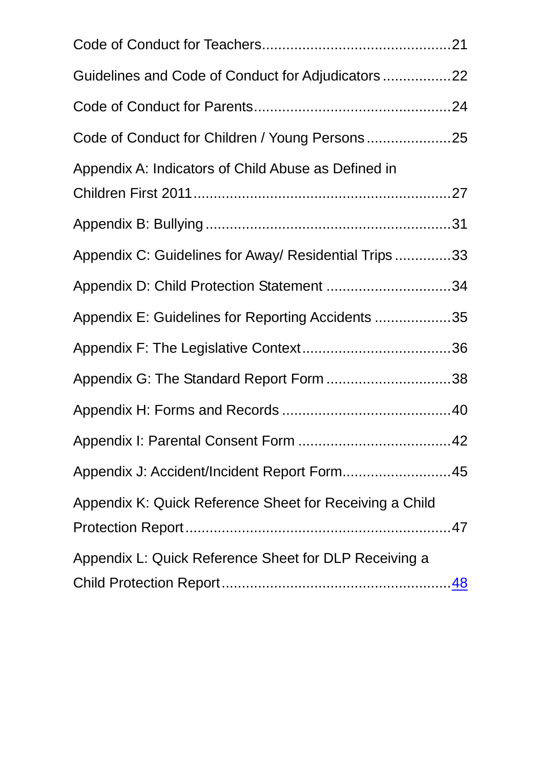Code of Conduct for Teachers..............................................21

Guidelines and Code of Conduct for Adjudicators .................22

Code of Conduct for Parents.................................................24

Code of Conduct for Children / Young Persons .....................25

Appendix A: Indicators of Child Abuse as Defined in Children First 2011................................................................27

Appendix B: Bullying ............................................................31

Appendix C: Guidelines for Away/ Residential Trips ..............33

Appendix D: Child Protection Statement ...............................34

Appendix E: Guidelines for Reporting Accidents ...................35

Appendix F: The Legislative Context.....................................36

Appendix G: The Standard Report Form ...............................38

Appendix H: Forms and Records ..........................................40

Appendix I: Parental Consent Form ......................................42

Appendix J: Accident/Incident Report Form...........................45

Appendix K: Quick Reference Sheet for Receiving a Child Protection Report..................................................................47

Appendix L: Quick Reference Sheet for DLP Receiving a Child Protection Report........................................................48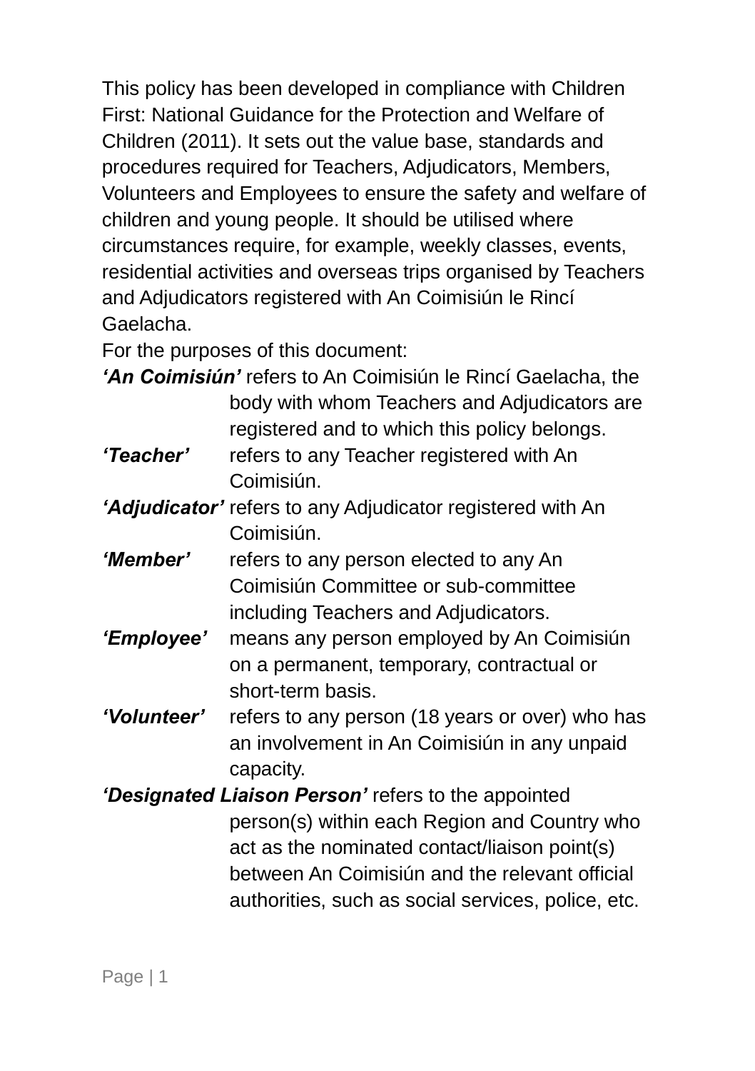This policy has been developed in compliance with Children First: National Guidance for the Protection and Welfare of Children (2011). It sets out the value base, standards and procedures required for Teachers, Adjudicators, Members, Volunteers and Employees to ensure the safety and welfare of children and young people. It should be utilised where circumstances require, for example, weekly classes, events, residential activities and overseas trips organised by Teachers and Adjudicators registered with An Coimisiún le Rincí Gaelacha.

For the purposes of this document:

***'An Coimisiún'*** refers to An Coimisiún le Rincí Gaelacha, the body with whom Teachers and Adjudicators are registered and to which this policy belongs.

***'Teacher'*** refers to any Teacher registered with An Coimisiún.

***'Adjudicator'*** refers to any Adjudicator registered with An Coimisiún.

***'Member'*** refers to any person elected to any An Coimisiún Committee or sub-committee including Teachers and Adjudicators.

***'Employee'*** means any person employed by An Coimisiún on a permanent, temporary, contractual or short-term basis.

***'Volunteer'*** refers to any person (18 years or over) who has an involvement in An Coimisiún in any unpaid capacity.

***'Designated Liaison Person'*** refers to the appointed person(s) within each Region and Country who act as the nominated contact/liaison point(s) between An Coimisiún and the relevant official authorities, such as social services, police, etc.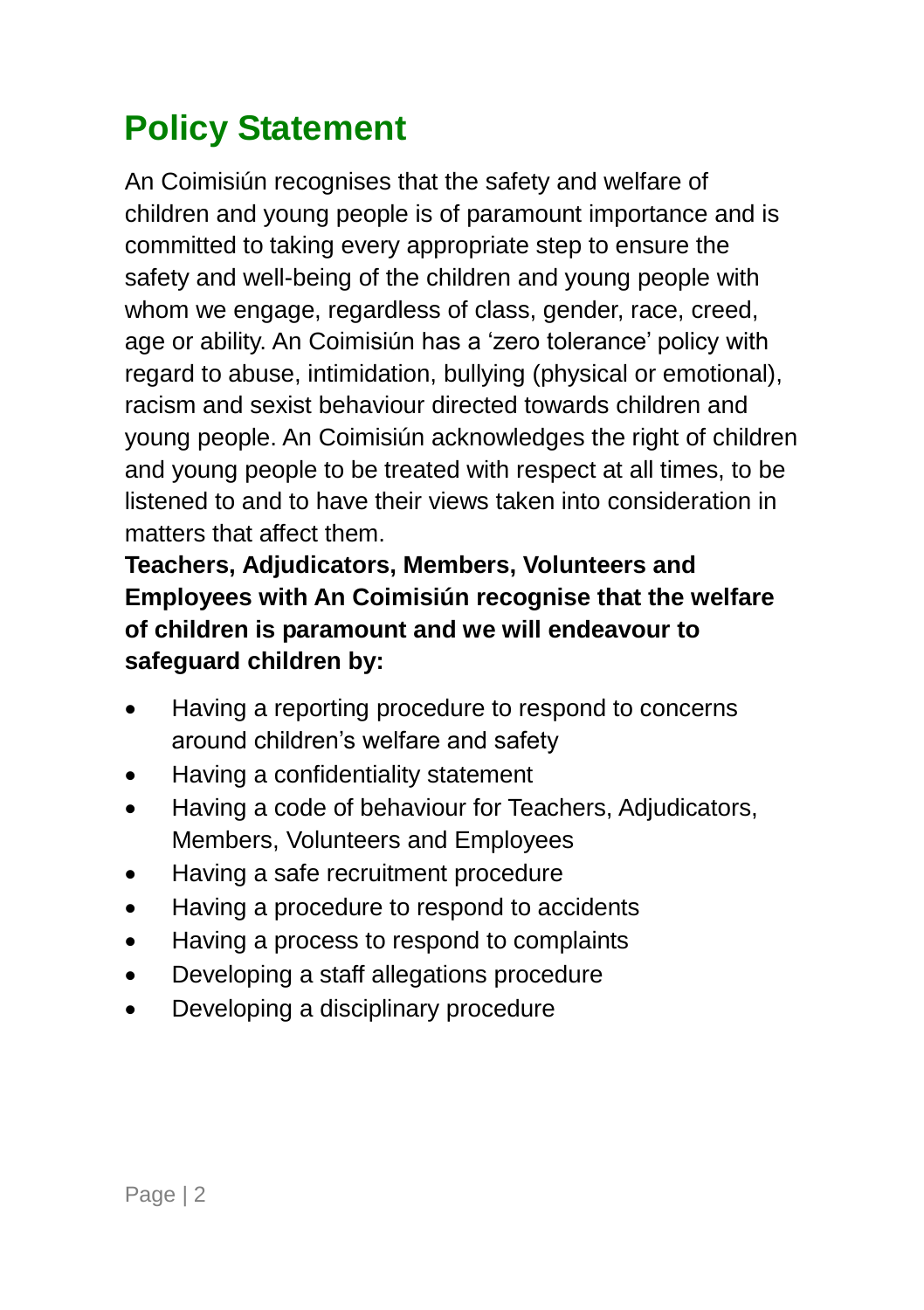# Policy Statement

An Coimisiún recognises that the safety and welfare of children and young people is of paramount importance and is committed to taking every appropriate step to ensure the safety and well-being of the children and young people with whom we engage, regardless of class, gender, race, creed, age or ability. An Coimisiún has a 'zero tolerance' policy with regard to abuse, intimidation, bullying (physical or emotional), racism and sexist behaviour directed towards children and young people. An Coimisiún acknowledges the right of children and young people to be treated with respect at all times, to be listened to and to have their views taken into consideration in matters that affect them.

**Teachers, Adjudicators, Members, Volunteers and Employees with An Coimisiún recognise that the welfare of children is paramount and we will endeavour to safeguard children by:**

- Having a reporting procedure to respond to concerns around children's welfare and safety
- Having a confidentiality statement
- Having a code of behaviour for Teachers, Adjudicators, Members, Volunteers and Employees
- Having a safe recruitment procedure
- Having a procedure to respond to accidents
- Having a process to respond to complaints
- Developing a staff allegations procedure
- Developing a disciplinary procedure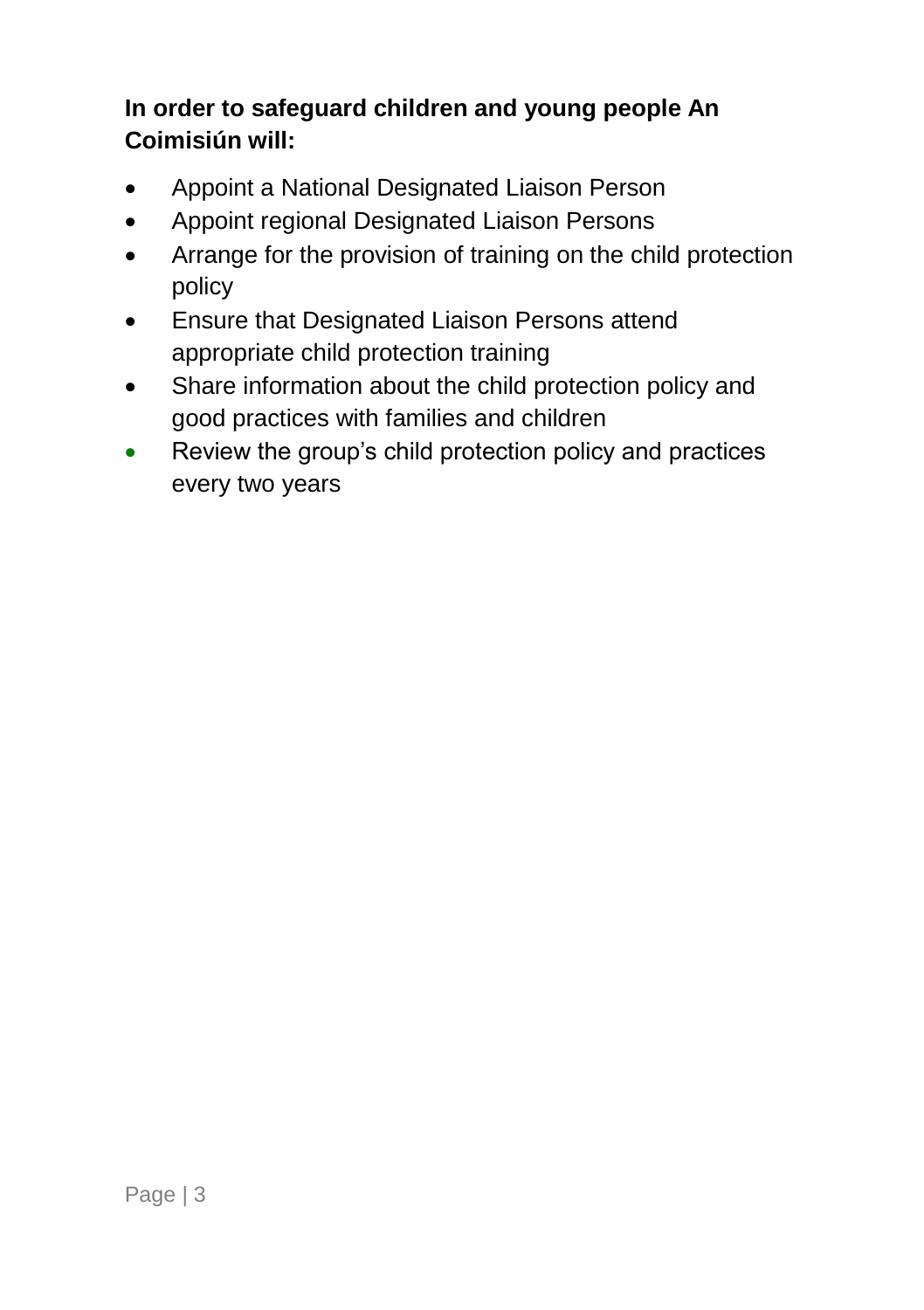**In order to safeguard children and young people An Coimisiún will:**

- Appoint a National Designated Liaison Person
- Appoint regional Designated Liaison Persons
- Arrange for the provision of training on the child protection policy
- Ensure that Designated Liaison Persons attend appropriate child protection training
- Share information about the child protection policy and good practices with families and children
- Review the group's child protection policy and practices every two years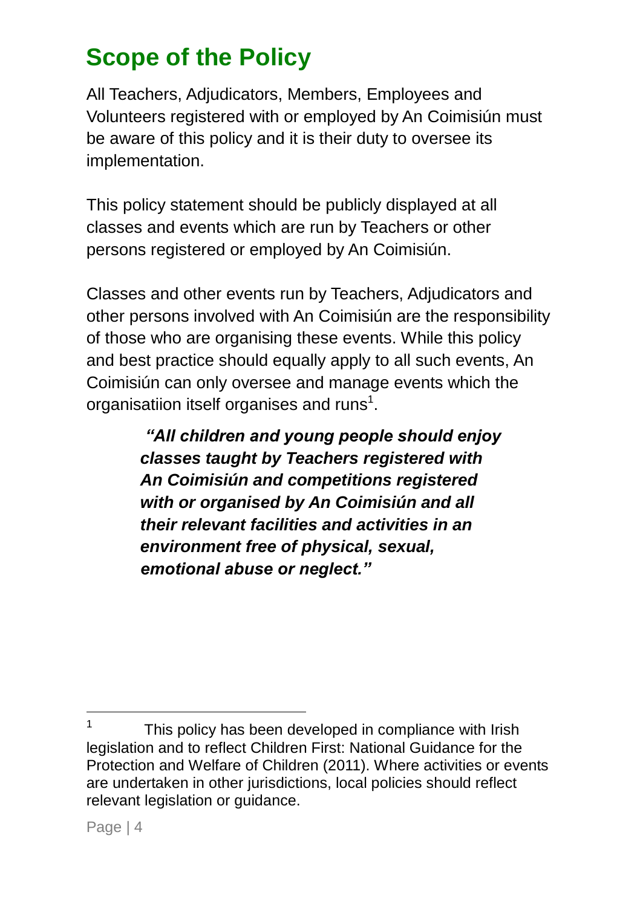## Scope of the Policy

All Teachers, Adjudicators, Members, Employees and Volunteers registered with or employed by An Coimisiún must be aware of this policy and it is their duty to oversee its implementation.

This policy statement should be publicly displayed at all classes and events which are run by Teachers or other persons registered or employed by An Coimisiún.

Classes and other events run by Teachers, Adjudicators and other persons involved with An Coimisiún are the responsibility of those who are organising these events. While this policy and best practice should equally apply to all such events, An Coimisiún can only oversee and manage events which the organisatiion itself organises and runs[1].

> ***"All children and young people should enjoy classes taught by Teachers registered with An Coimisiún and competitions registered with or organised by An Coimisiún and all their relevant facilities and activities in an environment free of physical, sexual, emotional abuse or neglect."***

---

[1] This policy has been developed in compliance with Irish legislation and to reflect Children First: National Guidance for the Protection and Welfare of Children (2011). Where activities or events are undertaken in other jurisdictions, local policies should reflect relevant legislation or guidance.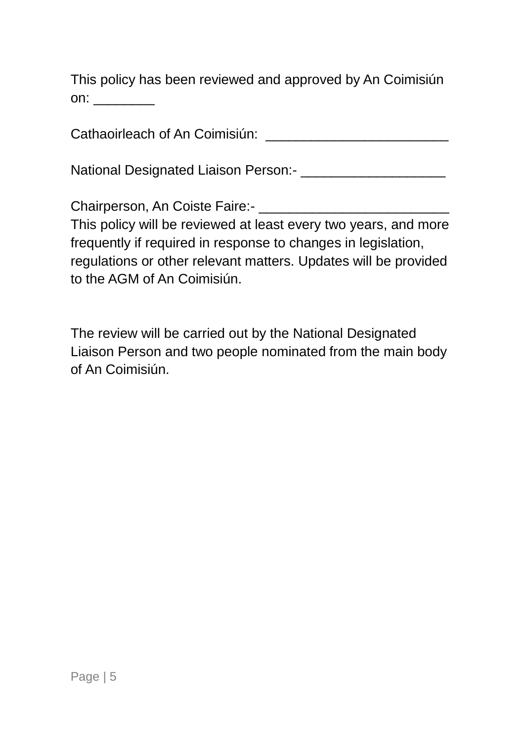This policy has been reviewed and approved by An Coimisiún on: ________

Cathaoirleach of An Coimisiún: _______________________

National Designated Liaison Person:- ___________________

Chairperson, An Coiste Faire:- ________________________

This policy will be reviewed at least every two years, and more frequently if required in response to changes in legislation, regulations or other relevant matters. Updates will be provided to the AGM of An Coimisiún.

The review will be carried out by the National Designated Liaison Person and two people nominated from the main body of An Coimisiún.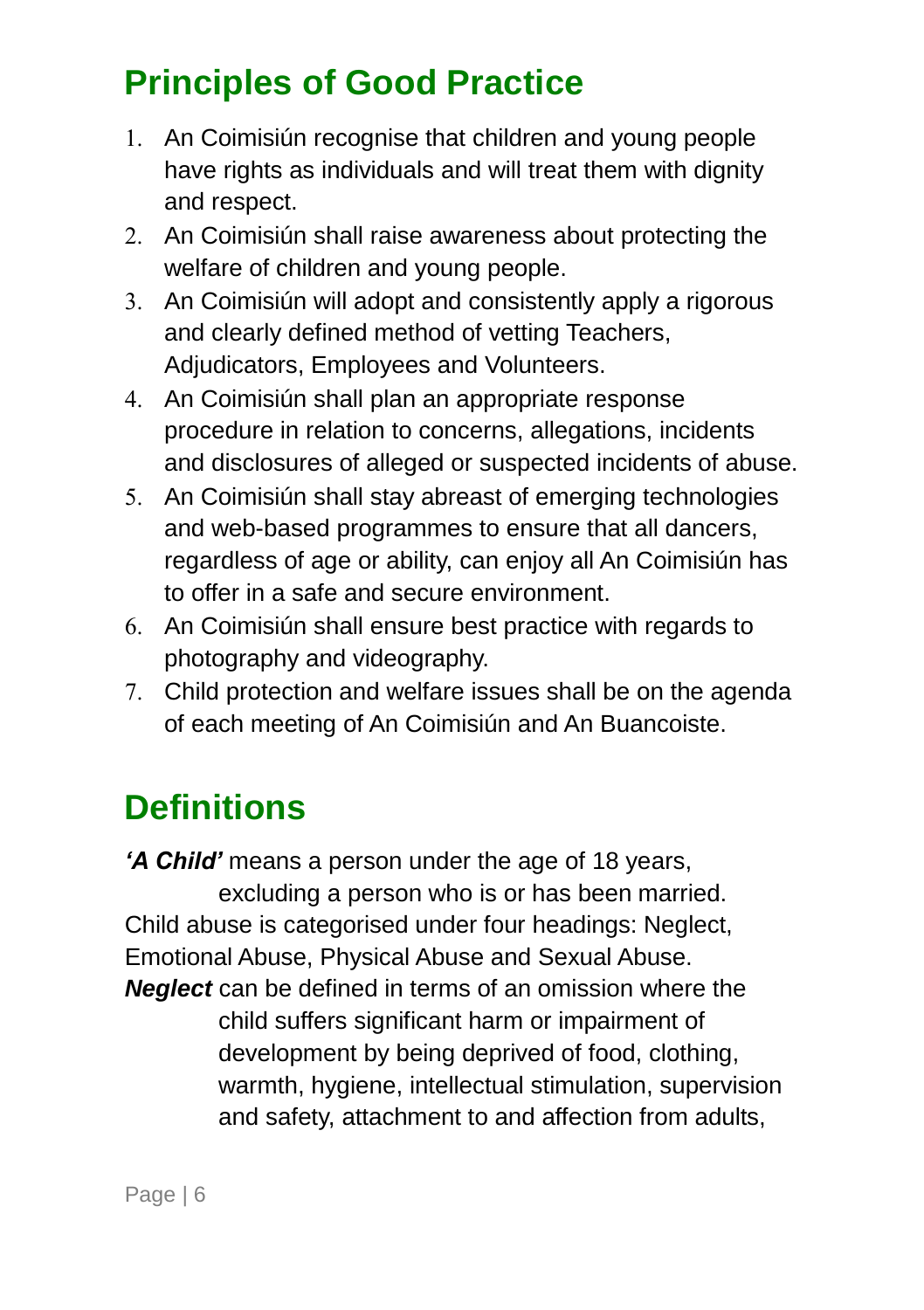## Principles of Good Practice

1. An Coimisiún recognise that children and young people have rights as individuals and will treat them with dignity and respect.
2. An Coimisiún shall raise awareness about protecting the welfare of children and young people.
3. An Coimisiún will adopt and consistently apply a rigorous and clearly defined method of vetting Teachers, Adjudicators, Employees and Volunteers.
4. An Coimisiún shall plan an appropriate response procedure in relation to concerns, allegations, incidents and disclosures of alleged or suspected incidents of abuse.
5. An Coimisiún shall stay abreast of emerging technologies and web-based programmes to ensure that all dancers, regardless of age or ability, can enjoy all An Coimisiún has to offer in a safe and secure environment.
6. An Coimisiún shall ensure best practice with regards to photography and videography.
7. Child protection and welfare issues shall be on the agenda of each meeting of An Coimisiún and An Buancoiste.

## Definitions

***'A Child'*** means a person under the age of 18 years, excluding a person who is or has been married.

Child abuse is categorised under four headings: Neglect, Emotional Abuse, Physical Abuse and Sexual Abuse.

***Neglect*** can be defined in terms of an omission where the child suffers significant harm or impairment of development by being deprived of food, clothing, warmth, hygiene, intellectual stimulation, supervision and safety, attachment to and affection from adults,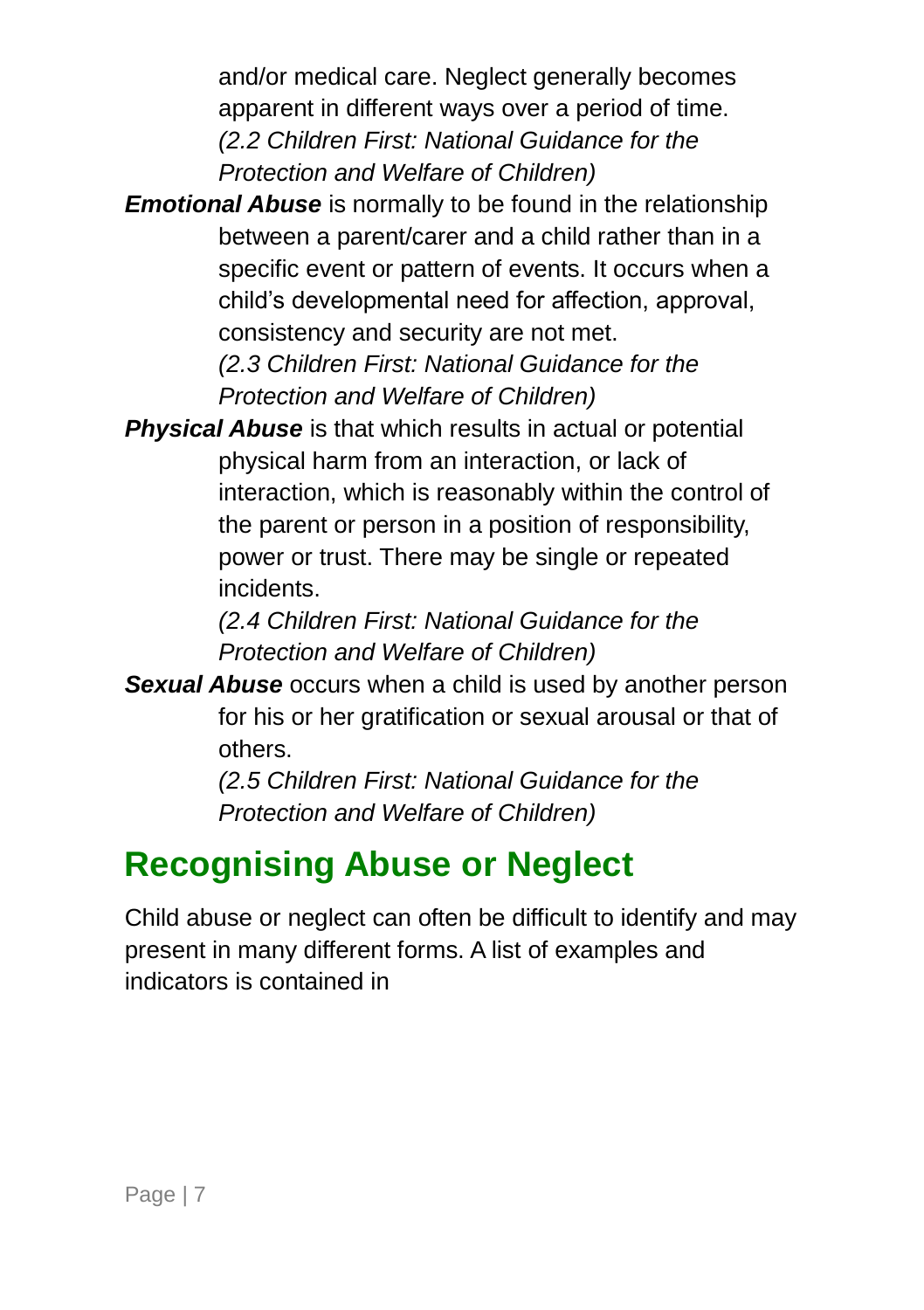and/or medical care. Neglect generally becomes apparent in different ways over a period of time. *(2.2 Children First: National Guidance for the Protection and Welfare of Children)*

***Emotional Abuse*** is normally to be found in the relationship between a parent/carer and a child rather than in a specific event or pattern of events. It occurs when a child's developmental need for affection, approval, consistency and security are not met. *(2.3 Children First: National Guidance for the Protection and Welfare of Children)*

***Physical Abuse*** is that which results in actual or potential physical harm from an interaction, or lack of interaction, which is reasonably within the control of the parent or person in a position of responsibility, power or trust. There may be single or repeated incidents. *(2.4 Children First: National Guidance for the Protection and Welfare of Children)*

***Sexual Abuse*** occurs when a child is used by another person for his or her gratification or sexual arousal or that of others. *(2.5 Children First: National Guidance for the Protection and Welfare of Children)*

## Recognising Abuse or Neglect

Child abuse or neglect can often be difficult to identify and may present in many different forms. A list of examples and indicators is contained in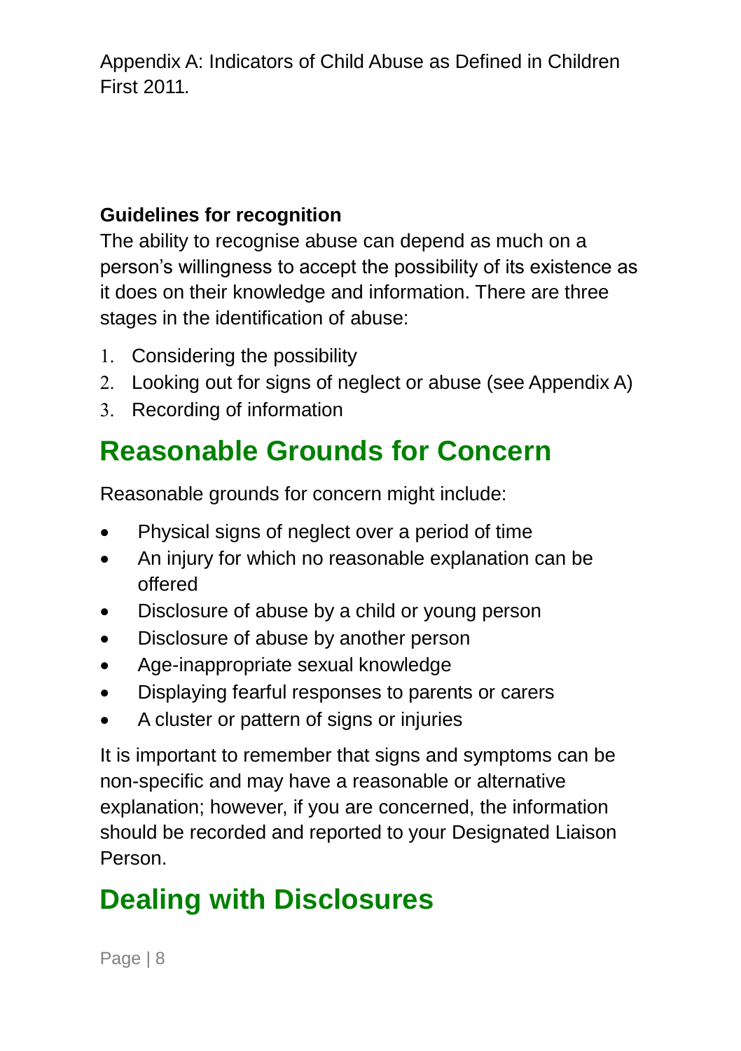Appendix A: Indicators of Child Abuse as Defined in Children First 2011.

**Guidelines for recognition**

The ability to recognise abuse can depend as much on a person's willingness to accept the possibility of its existence as it does on their knowledge and information. There are three stages in the identification of abuse:

1. Considering the possibility
2. Looking out for signs of neglect or abuse (see Appendix A)
3. Recording of information

## Reasonable Grounds for Concern

Reasonable grounds for concern might include:

- Physical signs of neglect over a period of time
- An injury for which no reasonable explanation can be offered
- Disclosure of abuse by a child or young person
- Disclosure of abuse by another person
- Age-inappropriate sexual knowledge
- Displaying fearful responses to parents or carers
- A cluster or pattern of signs or injuries

It is important to remember that signs and symptoms can be non-specific and may have a reasonable or alternative explanation; however, if you are concerned, the information should be recorded and reported to your Designated Liaison Person.

## Dealing with Disclosures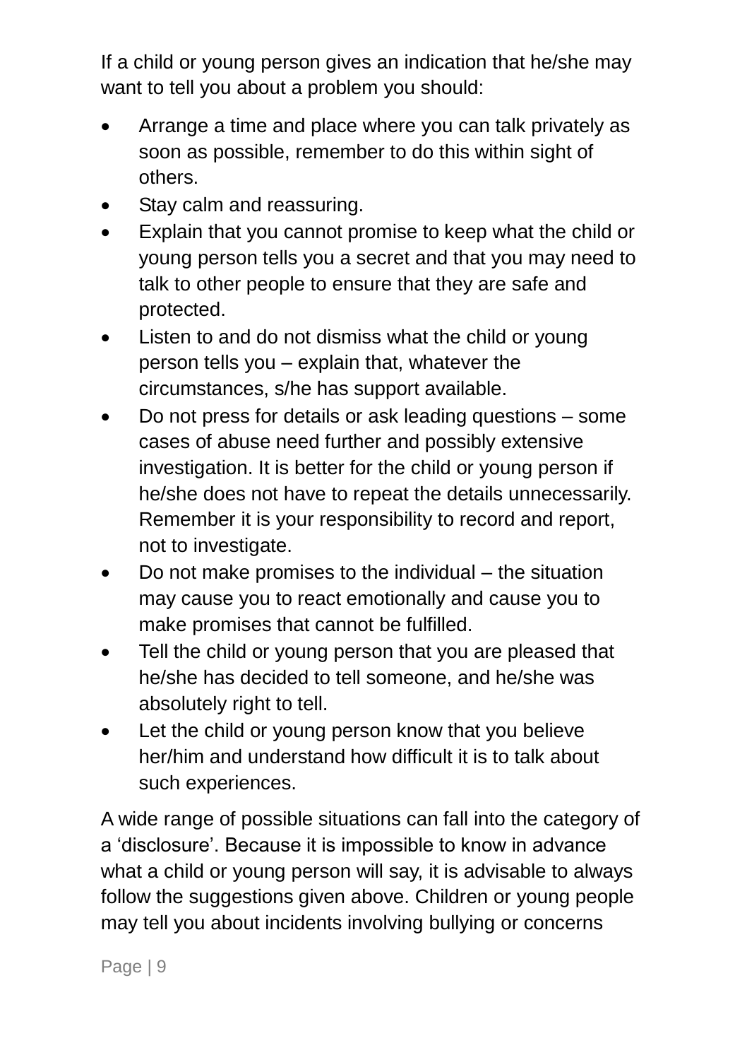If a child or young person gives an indication that he/she may want to tell you about a problem you should:

- Arrange a time and place where you can talk privately as soon as possible, remember to do this within sight of others.
- Stay calm and reassuring.
- Explain that you cannot promise to keep what the child or young person tells you a secret and that you may need to talk to other people to ensure that they are safe and protected.
- Listen to and do not dismiss what the child or young person tells you – explain that, whatever the circumstances, s/he has support available.
- Do not press for details or ask leading questions – some cases of abuse need further and possibly extensive investigation. It is better for the child or young person if he/she does not have to repeat the details unnecessarily. Remember it is your responsibility to record and report, not to investigate.
- Do not make promises to the individual – the situation may cause you to react emotionally and cause you to make promises that cannot be fulfilled.
- Tell the child or young person that you are pleased that he/she has decided to tell someone, and he/she was absolutely right to tell.
- Let the child or young person know that you believe her/him and understand how difficult it is to talk about such experiences.

A wide range of possible situations can fall into the category of a 'disclosure'. Because it is impossible to know in advance what a child or young person will say, it is advisable to always follow the suggestions given above. Children or young people may tell you about incidents involving bullying or concerns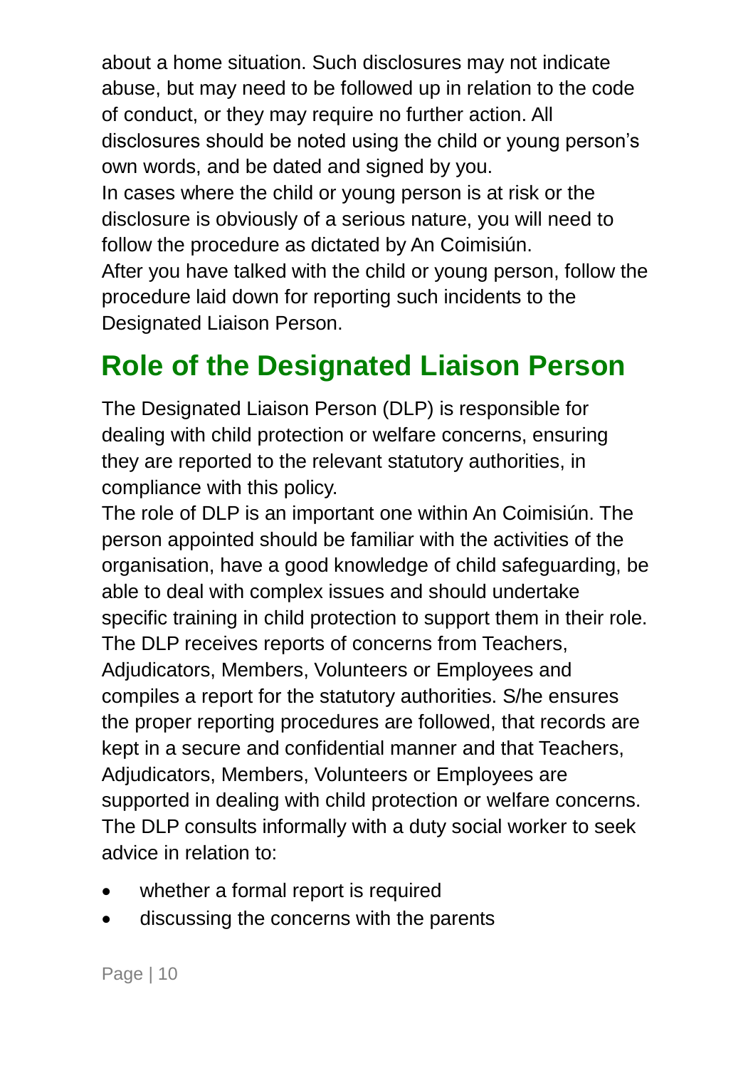about a home situation. Such disclosures may not indicate abuse, but may need to be followed up in relation to the code of conduct, or they may require no further action. All disclosures should be noted using the child or young person's own words, and be dated and signed by you.

In cases where the child or young person is at risk or the disclosure is obviously of a serious nature, you will need to follow the procedure as dictated by An Coimisiún.

After you have talked with the child or young person, follow the procedure laid down for reporting such incidents to the Designated Liaison Person.

## Role of the Designated Liaison Person

The Designated Liaison Person (DLP) is responsible for dealing with child protection or welfare concerns, ensuring they are reported to the relevant statutory authorities, in compliance with this policy.

The role of DLP is an important one within An Coimisiún. The person appointed should be familiar with the activities of the organisation, have a good knowledge of child safeguarding, be able to deal with complex issues and should undertake specific training in child protection to support them in their role.

The DLP receives reports of concerns from Teachers, Adjudicators, Members, Volunteers or Employees and compiles a report for the statutory authorities. S/he ensures the proper reporting procedures are followed, that records are kept in a secure and confidential manner and that Teachers, Adjudicators, Members, Volunteers or Employees are supported in dealing with child protection or welfare concerns.

The DLP consults informally with a duty social worker to seek advice in relation to:

- whether a formal report is required
- discussing the concerns with the parents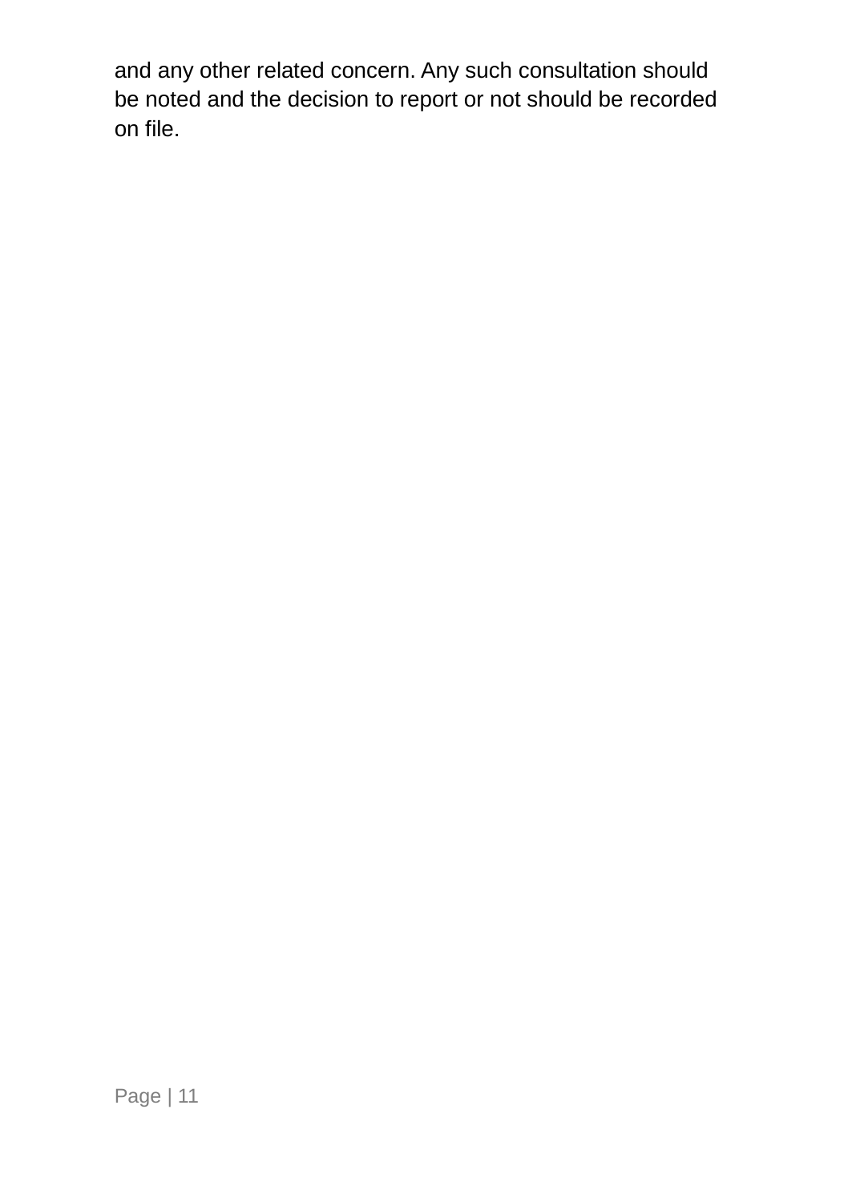and any other related concern. Any such consultation should be noted and the decision to report or not should be recorded on file.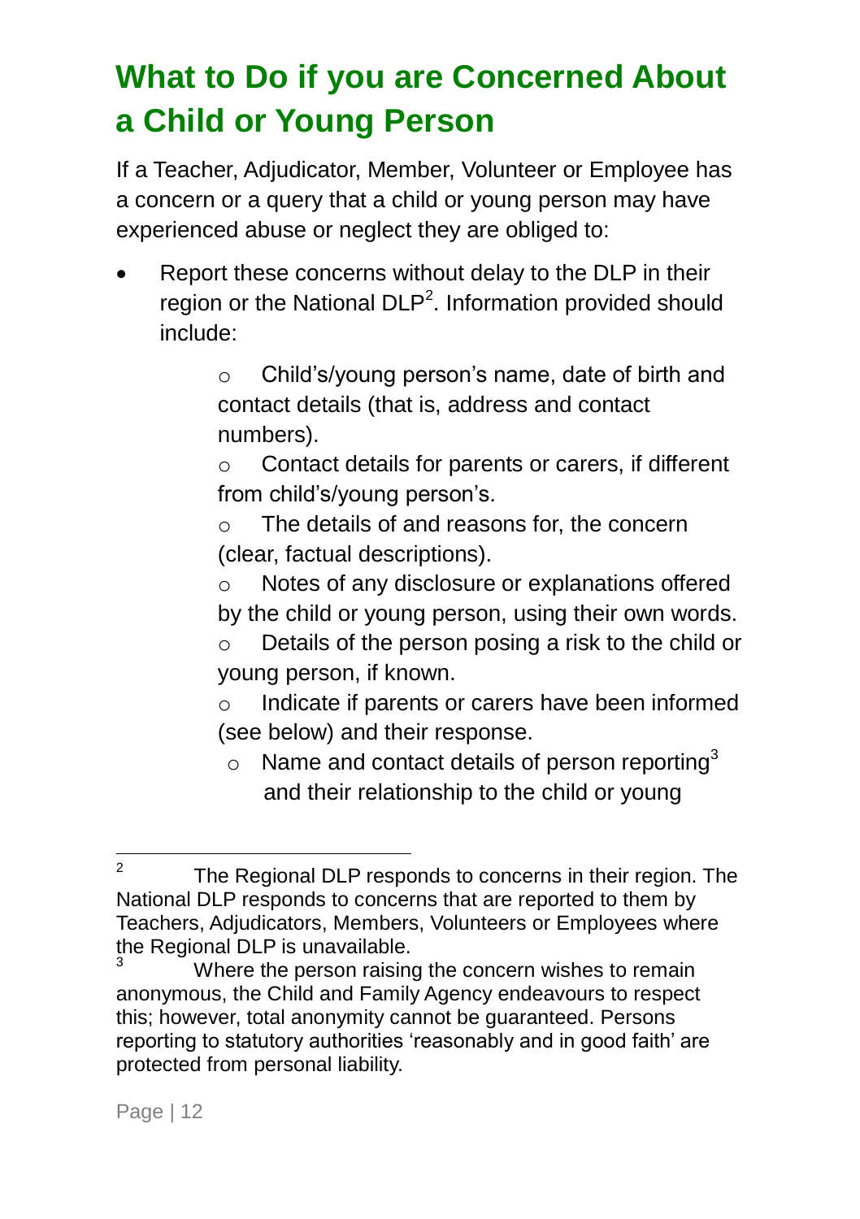# What to Do if you are Concerned About a Child or Young Person

If a Teacher, Adjudicator, Member, Volunteer or Employee has a concern or a query that a child or young person may have experienced abuse or neglect they are obliged to:

- Report these concerns without delay to the DLP in their region or the National DLP[2]. Information provided should include:
    - Child's/young person's name, date of birth and contact details (that is, address and contact numbers).
    - Contact details for parents or carers, if different from child's/young person's.
    - The details of and reasons for, the concern (clear, factual descriptions).
    - Notes of any disclosure or explanations offered by the child or young person, using their own words.
    - Details of the person posing a risk to the child or young person, if known.
    - Indicate if parents or carers have been informed (see below) and their response.
    - Name and contact details of person reporting[3] and their relationship to the child or young

---

[2] The Regional DLP responds to concerns in their region. The National DLP responds to concerns that are reported to them by Teachers, Adjudicators, Members, Volunteers or Employees where the Regional DLP is unavailable.

[3] Where the person raising the concern wishes to remain anonymous, the Child and Family Agency endeavours to respect this; however, total anonymity cannot be guaranteed. Persons reporting to statutory authorities 'reasonably and in good faith' are protected from personal liability.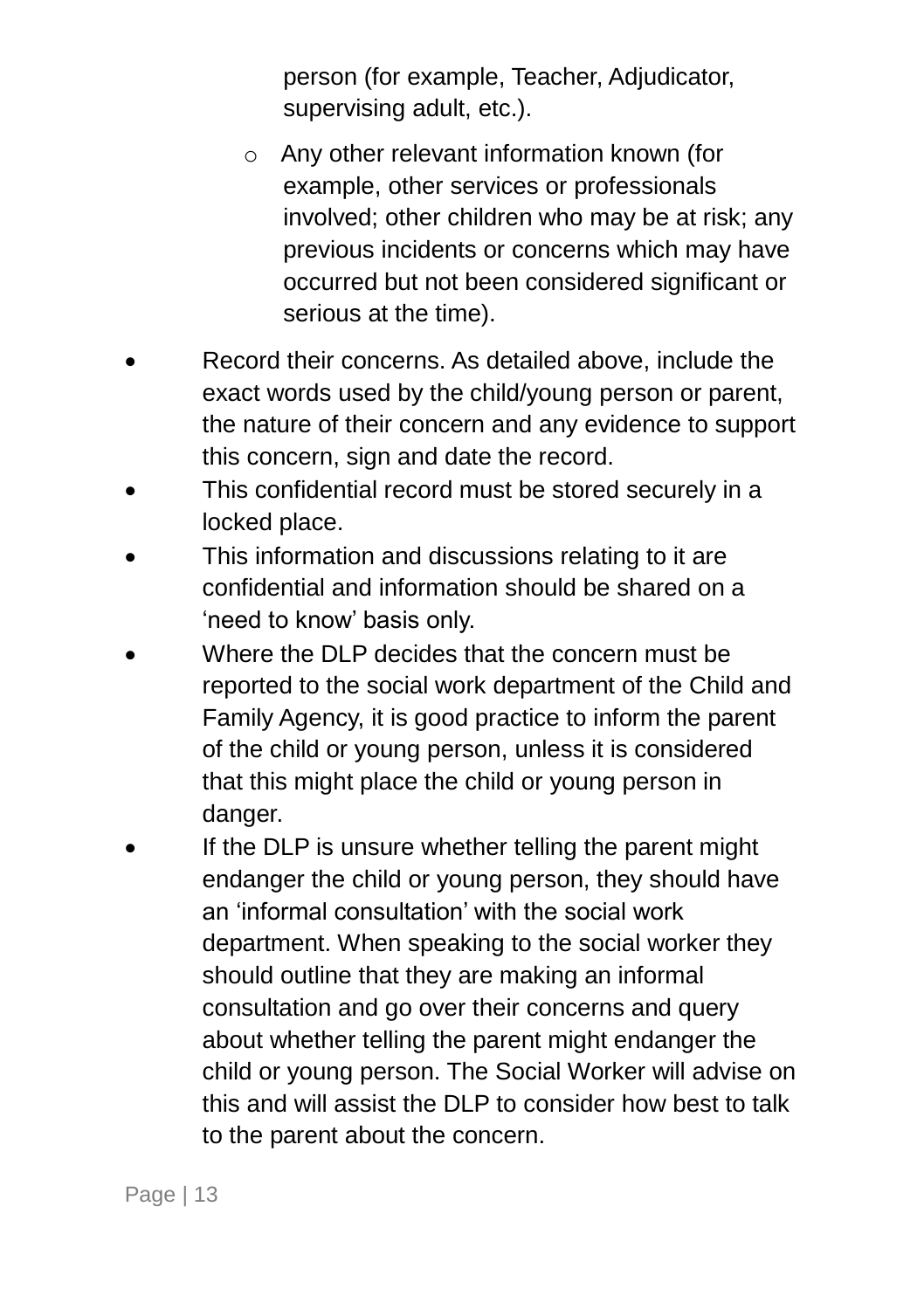person (for example, Teacher, Adjudicator, supervising adult, etc.).

    - Any other relevant information known (for example, other services or professionals involved; other children who may be at risk; any previous incidents or concerns which may have occurred but not been considered significant or serious at the time).

- Record their concerns. As detailed above, include the exact words used by the child/young person or parent, the nature of their concern and any evidence to support this concern, sign and date the record.
- This confidential record must be stored securely in a locked place.
- This information and discussions relating to it are confidential and information should be shared on a 'need to know' basis only.
- Where the DLP decides that the concern must be reported to the social work department of the Child and Family Agency, it is good practice to inform the parent of the child or young person, unless it is considered that this might place the child or young person in danger.
- If the DLP is unsure whether telling the parent might endanger the child or young person, they should have an 'informal consultation' with the social work department. When speaking to the social worker they should outline that they are making an informal consultation and go over their concerns and query about whether telling the parent might endanger the child or young person. The Social Worker will advise on this and will assist the DLP to consider how best to talk to the parent about the concern.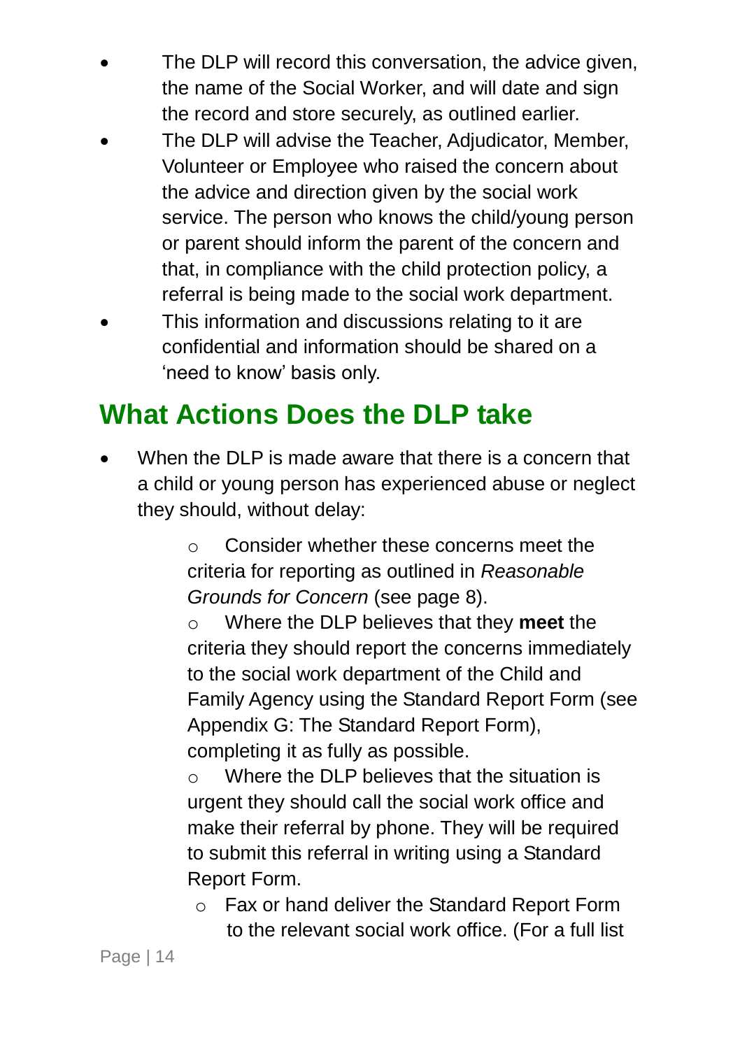- The DLP will record this conversation, the advice given, the name of the Social Worker, and will date and sign the record and store securely, as outlined earlier.
- The DLP will advise the Teacher, Adjudicator, Member, Volunteer or Employee who raised the concern about the advice and direction given by the social work service. The person who knows the child/young person or parent should inform the parent of the concern and that, in compliance with the child protection policy, a referral is being made to the social work department.
- This information and discussions relating to it are confidential and information should be shared on a 'need to know' basis only.

## What Actions Does the DLP take

- When the DLP is made aware that there is a concern that a child or young person has experienced abuse or neglect they should, without delay:
  - Consider whether these concerns meet the criteria for reporting as outlined in *Reasonable Grounds for Concern* (see page 8).
  - Where the DLP believes that they **meet** the criteria they should report the concerns immediately to the social work department of the Child and Family Agency using the Standard Report Form (see Appendix G: The Standard Report Form), completing it as fully as possible.
  - Where the DLP believes that the situation is urgent they should call the social work office and make their referral by phone. They will be required to submit this referral in writing using a Standard Report Form.
  - Fax or hand deliver the Standard Report Form to the relevant social work office. (For a full list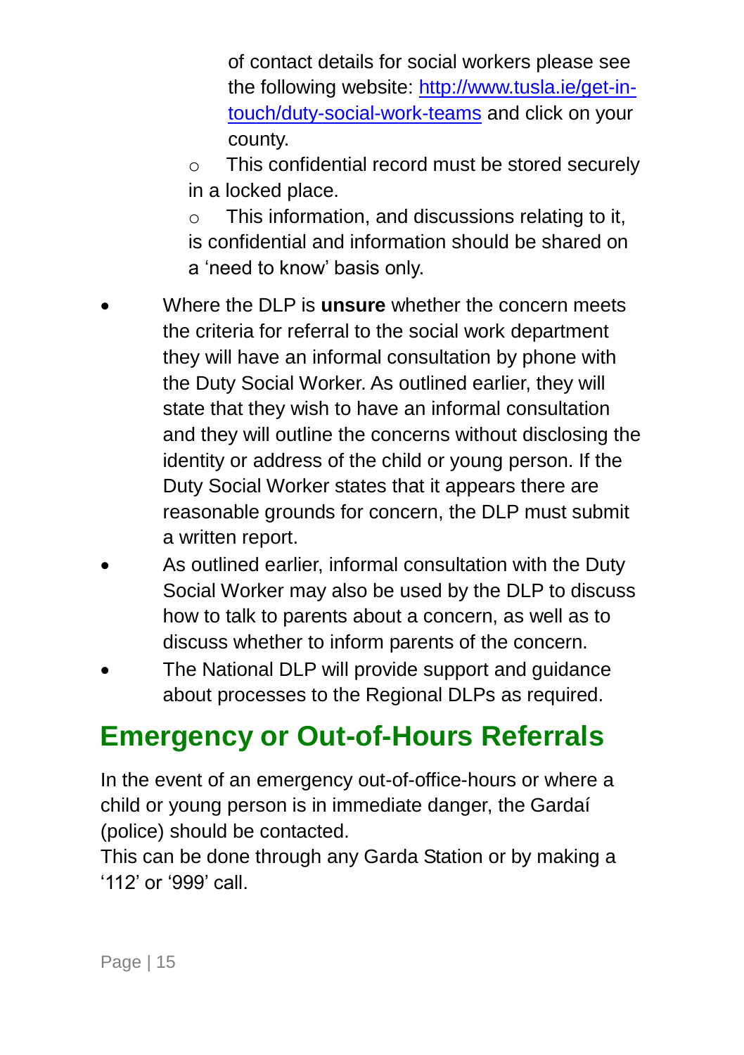of contact details for social workers please see the following website: [http://www.tusla.ie/get-in-touch/duty-social-work-teams](http://www.tusla.ie/get-in-touch/duty-social-work-teams) and click on your county.

  - This confidential record must be stored securely in a locked place.
  - This information, and discussions relating to it, is confidential and information should be shared on a 'need to know' basis only.

- Where the DLP is **unsure** whether the concern meets the criteria for referral to the social work department they will have an informal consultation by phone with the Duty Social Worker. As outlined earlier, they will state that they wish to have an informal consultation and they will outline the concerns without disclosing the identity or address of the child or young person. If the Duty Social Worker states that it appears there are reasonable grounds for concern, the DLP must submit a written report.
- As outlined earlier, informal consultation with the Duty Social Worker may also be used by the DLP to discuss how to talk to parents about a concern, as well as to discuss whether to inform parents of the concern.
- The National DLP will provide support and guidance about processes to the Regional DLPs as required.

## Emergency or Out-of-Hours Referrals

In the event of an emergency out-of-office-hours or where a child or young person is in immediate danger, the Gardaí (police) should be contacted.
This can be done through any Garda Station or by making a '112' or '999' call.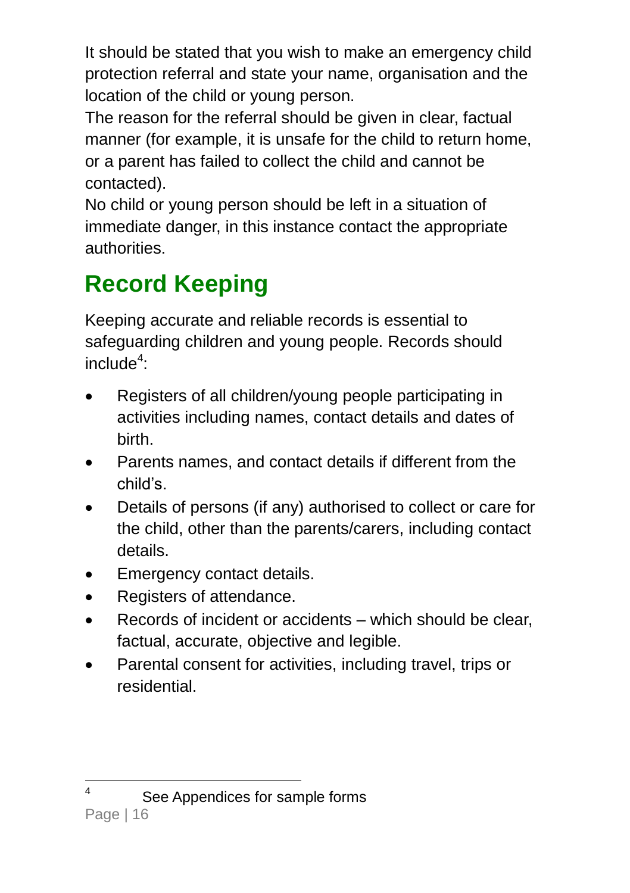It should be stated that you wish to make an emergency child protection referral and state your name, organisation and the location of the child or young person.

The reason for the referral should be given in clear, factual manner (for example, it is unsafe for the child to return home, or a parent has failed to collect the child and cannot be contacted).

No child or young person should be left in a situation of immediate danger, in this instance contact the appropriate authorities.

## Record Keeping

Keeping accurate and reliable records is essential to safeguarding children and young people. Records should include[4]:

- Registers of all children/young people participating in activities including names, contact details and dates of birth.
- Parents names, and contact details if different from the child's.
- Details of persons (if any) authorised to collect or care for the child, other than the parents/carers, including contact details.
- Emergency contact details.
- Registers of attendance.
- Records of incident or accidents – which should be clear, factual, accurate, objective and legible.
- Parental consent for activities, including travel, trips or residential.

---

[4] See Appendices for sample forms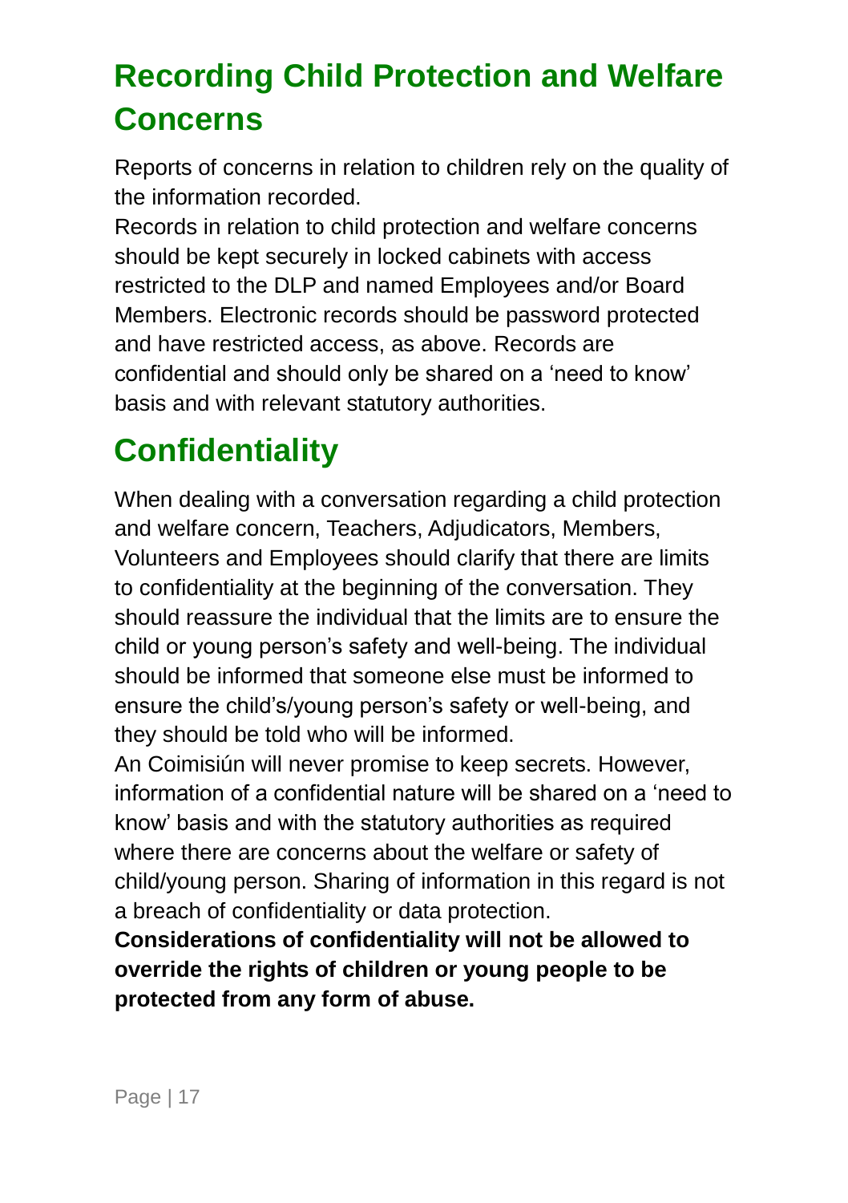## Recording Child Protection and Welfare Concerns

Reports of concerns in relation to children rely on the quality of the information recorded.

Records in relation to child protection and welfare concerns should be kept securely in locked cabinets with access restricted to the DLP and named Employees and/or Board Members. Electronic records should be password protected and have restricted access, as above. Records are confidential and should only be shared on a 'need to know' basis and with relevant statutory authorities.

## Confidentiality

When dealing with a conversation regarding a child protection and welfare concern, Teachers, Adjudicators, Members, Volunteers and Employees should clarify that there are limits to confidentiality at the beginning of the conversation. They should reassure the individual that the limits are to ensure the child or young person's safety and well-being. The individual should be informed that someone else must be informed to ensure the child's/young person's safety or well-being, and they should be told who will be informed.

An Coimisiún will never promise to keep secrets. However, information of a confidential nature will be shared on a 'need to know' basis and with the statutory authorities as required where there are concerns about the welfare or safety of child/young person. Sharing of information in this regard is not a breach of confidentiality or data protection.

**Considerations of confidentiality will not be allowed to override the rights of children or young people to be protected from any form of abuse.**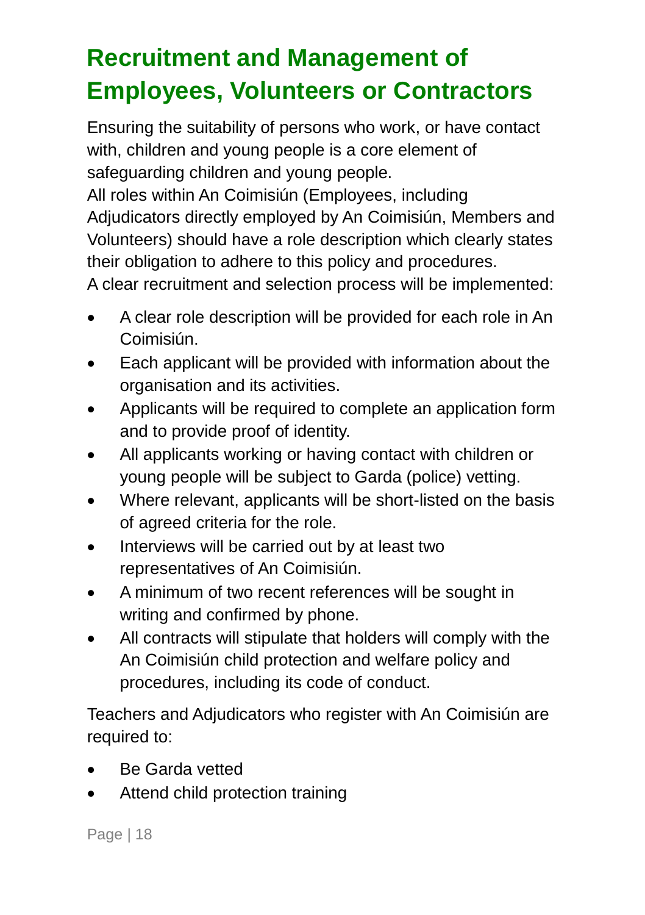## Recruitment and Management of Employees, Volunteers or Contractors

Ensuring the suitability of persons who work, or have contact with, children and young people is a core element of safeguarding children and young people.

All roles within An Coimisiún (Employees, including Adjudicators directly employed by An Coimisiún, Members and Volunteers) should have a role description which clearly states their obligation to adhere to this policy and procedures.

A clear recruitment and selection process will be implemented:

- A clear role description will be provided for each role in An Coimisiún.
- Each applicant will be provided with information about the organisation and its activities.
- Applicants will be required to complete an application form and to provide proof of identity.
- All applicants working or having contact with children or young people will be subject to Garda (police) vetting.
- Where relevant, applicants will be short-listed on the basis of agreed criteria for the role.
- Interviews will be carried out by at least two representatives of An Coimisiún.
- A minimum of two recent references will be sought in writing and confirmed by phone.
- All contracts will stipulate that holders will comply with the An Coimisiún child protection and welfare policy and procedures, including its code of conduct.

Teachers and Adjudicators who register with An Coimisiún are required to:

- Be Garda vetted
- Attend child protection training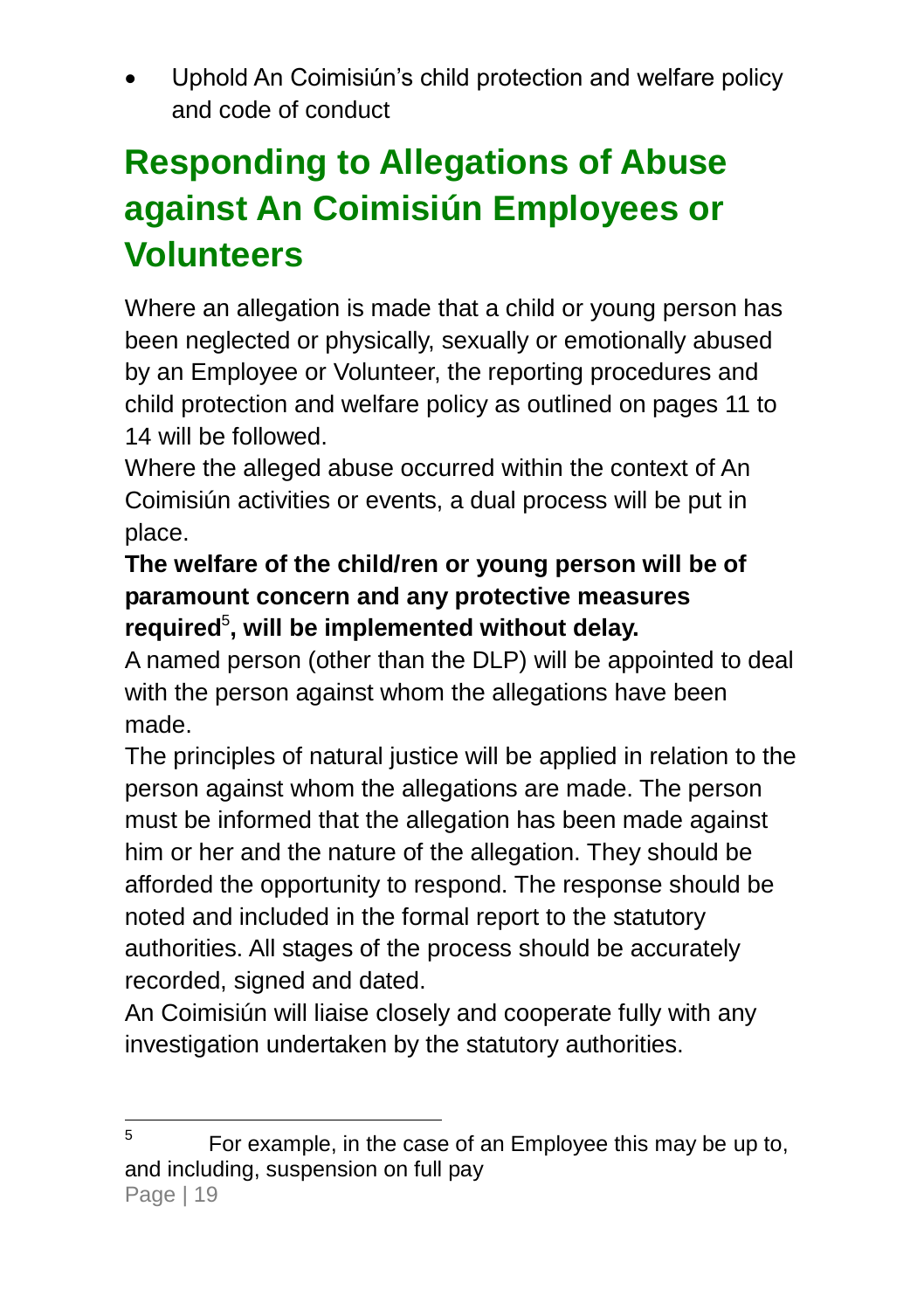- Uphold An Coimisiún's child protection and welfare policy and code of conduct

## Responding to Allegations of Abuse against An Coimisiún Employees or Volunteers

Where an allegation is made that a child or young person has been neglected or physically, sexually or emotionally abused by an Employee or Volunteer, the reporting procedures and child protection and welfare policy as outlined on pages 11 to 14 will be followed.

Where the alleged abuse occurred within the context of An Coimisiún activities or events, a dual process will be put in place.

**The welfare of the child/ren or young person will be of paramount concern and any protective measures required[5], will be implemented without delay.**

A named person (other than the DLP) will be appointed to deal with the person against whom the allegations have been made.

The principles of natural justice will be applied in relation to the person against whom the allegations are made. The person must be informed that the allegation has been made against him or her and the nature of the allegation. They should be afforded the opportunity to respond. The response should be noted and included in the formal report to the statutory authorities. All stages of the process should be accurately recorded, signed and dated.

An Coimisiún will liaise closely and cooperate fully with any investigation undertaken by the statutory authorities.

---

[5] For example, in the case of an Employee this may be up to, and including, suspension on full pay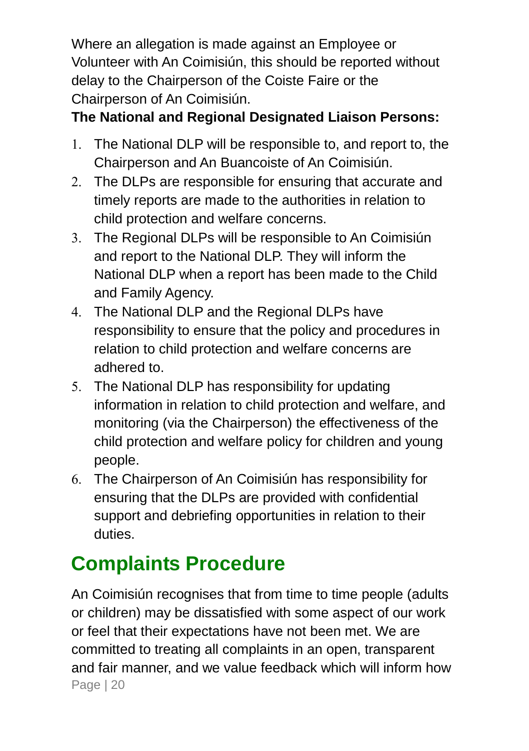Where an allegation is made against an Employee or Volunteer with An Coimisiún, this should be reported without delay to the Chairperson of the Coiste Faire or the Chairperson of An Coimisiún.

**The National and Regional Designated Liaison Persons:**

1. The National DLP will be responsible to, and report to, the Chairperson and An Buancoiste of An Coimisiún.
2. The DLPs are responsible for ensuring that accurate and timely reports are made to the authorities in relation to child protection and welfare concerns.
3. The Regional DLPs will be responsible to An Coimisiún and report to the National DLP. They will inform the National DLP when a report has been made to the Child and Family Agency.
4. The National DLP and the Regional DLPs have responsibility to ensure that the policy and procedures in relation to child protection and welfare concerns are adhered to.
5. The National DLP has responsibility for updating information in relation to child protection and welfare, and monitoring (via the Chairperson) the effectiveness of the child protection and welfare policy for children and young people.
6. The Chairperson of An Coimisiún has responsibility for ensuring that the DLPs are provided with confidential support and debriefing opportunities in relation to their duties.

## Complaints Procedure

An Coimisiún recognises that from time to time people (adults or children) may be dissatisfied with some aspect of our work or feel that their expectations have not been met. We are committed to treating all complaints in an open, transparent and fair manner, and we value feedback which will inform how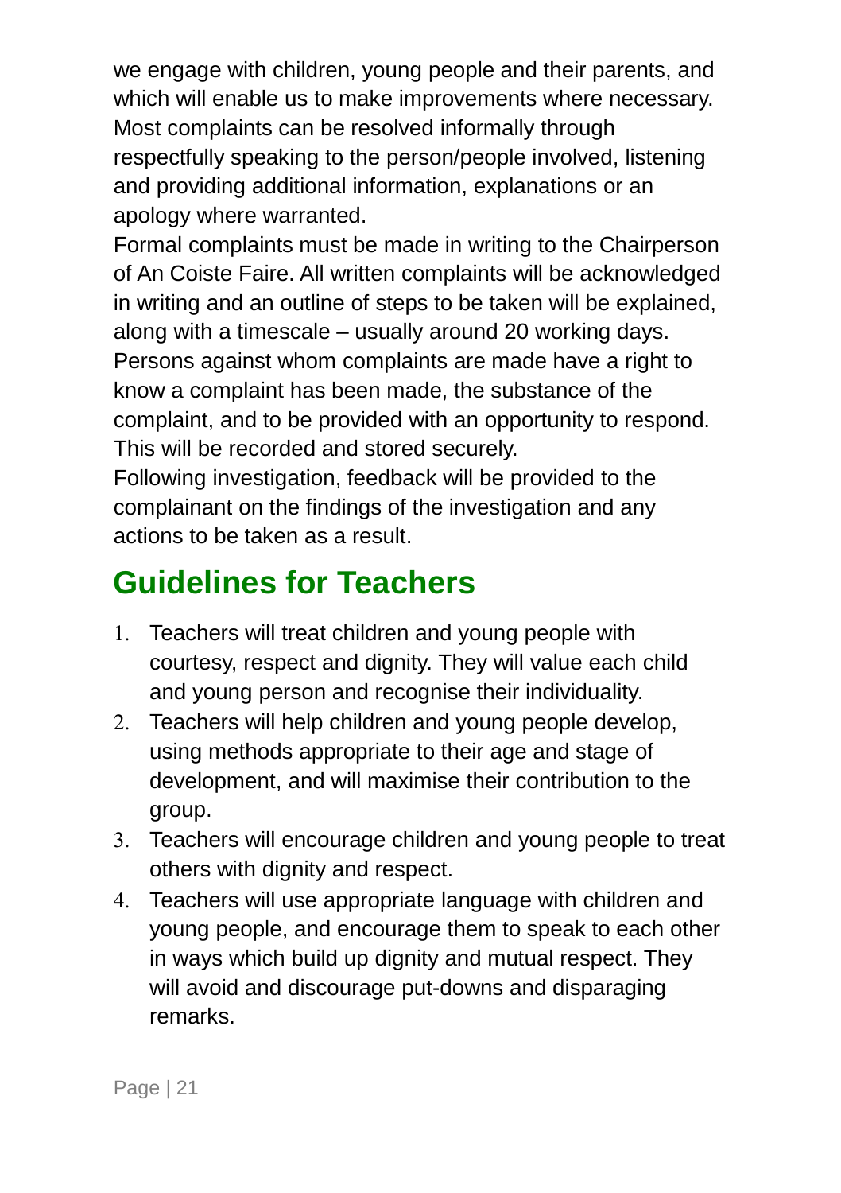we engage with children, young people and their parents, and which will enable us to make improvements where necessary. Most complaints can be resolved informally through respectfully speaking to the person/people involved, listening and providing additional information, explanations or an apology where warranted.

Formal complaints must be made in writing to the Chairperson of An Coiste Faire. All written complaints will be acknowledged in writing and an outline of steps to be taken will be explained, along with a timescale – usually around 20 working days. Persons against whom complaints are made have a right to know a complaint has been made, the substance of the complaint, and to be provided with an opportunity to respond. This will be recorded and stored securely.

Following investigation, feedback will be provided to the complainant on the findings of the investigation and any actions to be taken as a result.

## Guidelines for Teachers

1. Teachers will treat children and young people with courtesy, respect and dignity. They will value each child and young person and recognise their individuality.
2. Teachers will help children and young people develop, using methods appropriate to their age and stage of development, and will maximise their contribution to the group.
3. Teachers will encourage children and young people to treat others with dignity and respect.
4. Teachers will use appropriate language with children and young people, and encourage them to speak to each other in ways which build up dignity and mutual respect. They will avoid and discourage put-downs and disparaging remarks.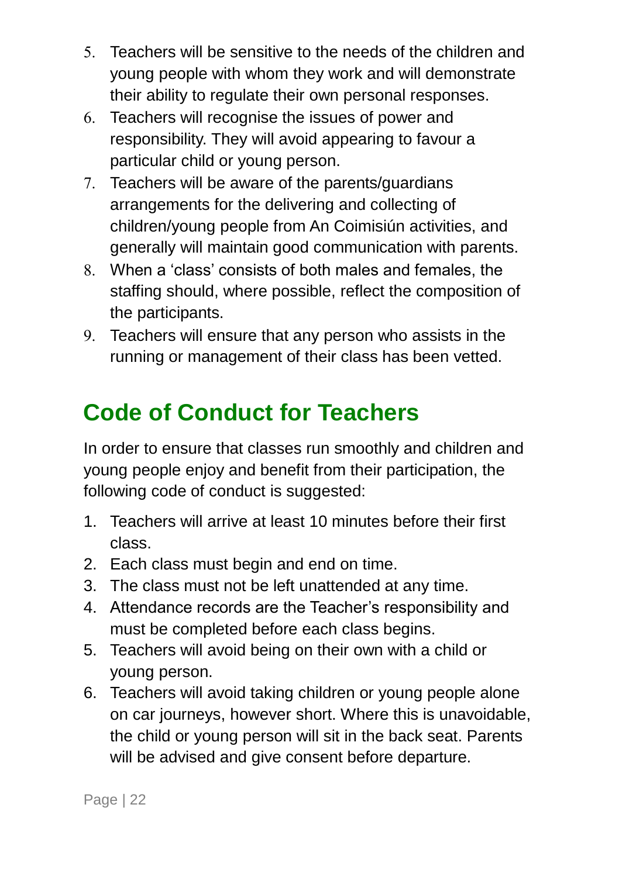5. Teachers will be sensitive to the needs of the children and young people with whom they work and will demonstrate their ability to regulate their own personal responses.
6. Teachers will recognise the issues of power and responsibility. They will avoid appearing to favour a particular child or young person.
7. Teachers will be aware of the parents/guardians arrangements for the delivering and collecting of children/young people from An Coimisiún activities, and generally will maintain good communication with parents.
8. When a 'class' consists of both males and females, the staffing should, where possible, reflect the composition of the participants.
9. Teachers will ensure that any person who assists in the running or management of their class has been vetted.

## Code of Conduct for Teachers

In order to ensure that classes run smoothly and children and young people enjoy and benefit from their participation, the following code of conduct is suggested:

1. Teachers will arrive at least 10 minutes before their first class.
2. Each class must begin and end on time.
3. The class must not be left unattended at any time.
4. Attendance records are the Teacher's responsibility and must be completed before each class begins.
5. Teachers will avoid being on their own with a child or young person.
6. Teachers will avoid taking children or young people alone on car journeys, however short. Where this is unavoidable, the child or young person will sit in the back seat. Parents will be advised and give consent before departure.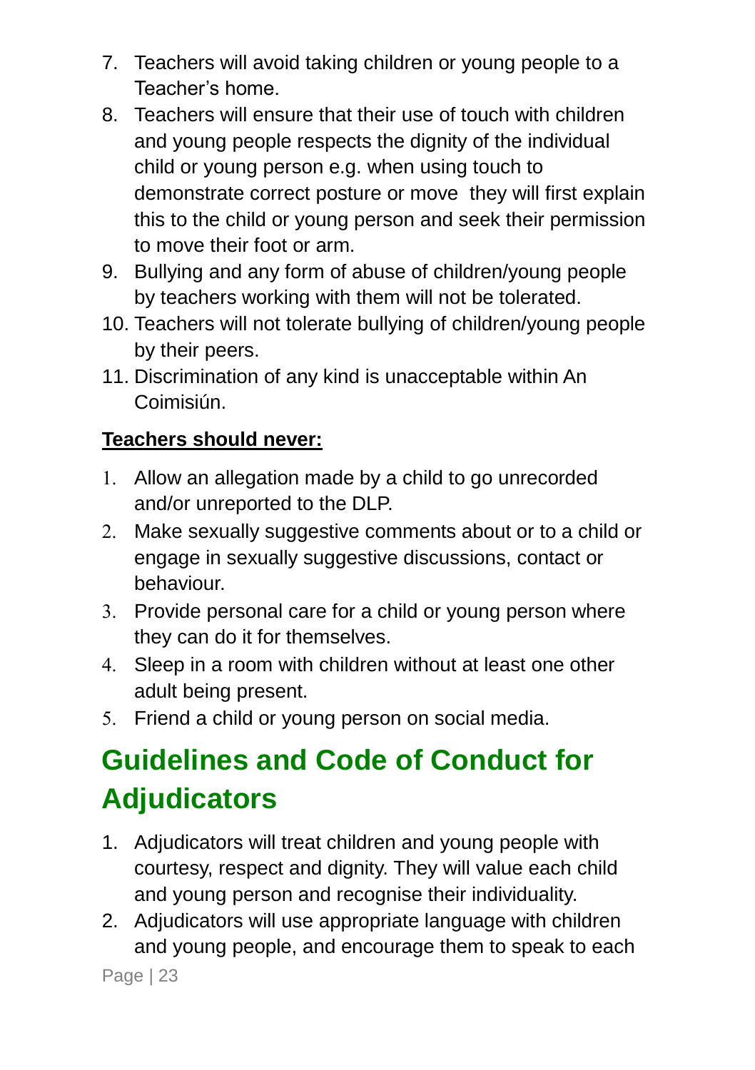7. Teachers will avoid taking children or young people to a Teacher's home.
8. Teachers will ensure that their use of touch with children and young people respects the dignity of the individual child or young person e.g. when using touch to demonstrate correct posture or move they will first explain this to the child or young person and seek their permission to move their foot or arm.
9. Bullying and any form of abuse of children/young people by teachers working with them will not be tolerated.
10. Teachers will not tolerate bullying of children/young people by their peers.
11. Discrimination of any kind is unacceptable within An Coimisiún.

**Teachers should never:**

1. Allow an allegation made by a child to go unrecorded and/or unreported to the DLP.
2. Make sexually suggestive comments about or to a child or engage in sexually suggestive discussions, contact or behaviour.
3. Provide personal care for a child or young person where they can do it for themselves.
4. Sleep in a room with children without at least one other adult being present.
5. Friend a child or young person on social media.

## Guidelines and Code of Conduct for Adjudicators

1. Adjudicators will treat children and young people with courtesy, respect and dignity. They will value each child and young person and recognise their individuality.
2. Adjudicators will use appropriate language with children and young people, and encourage them to speak to each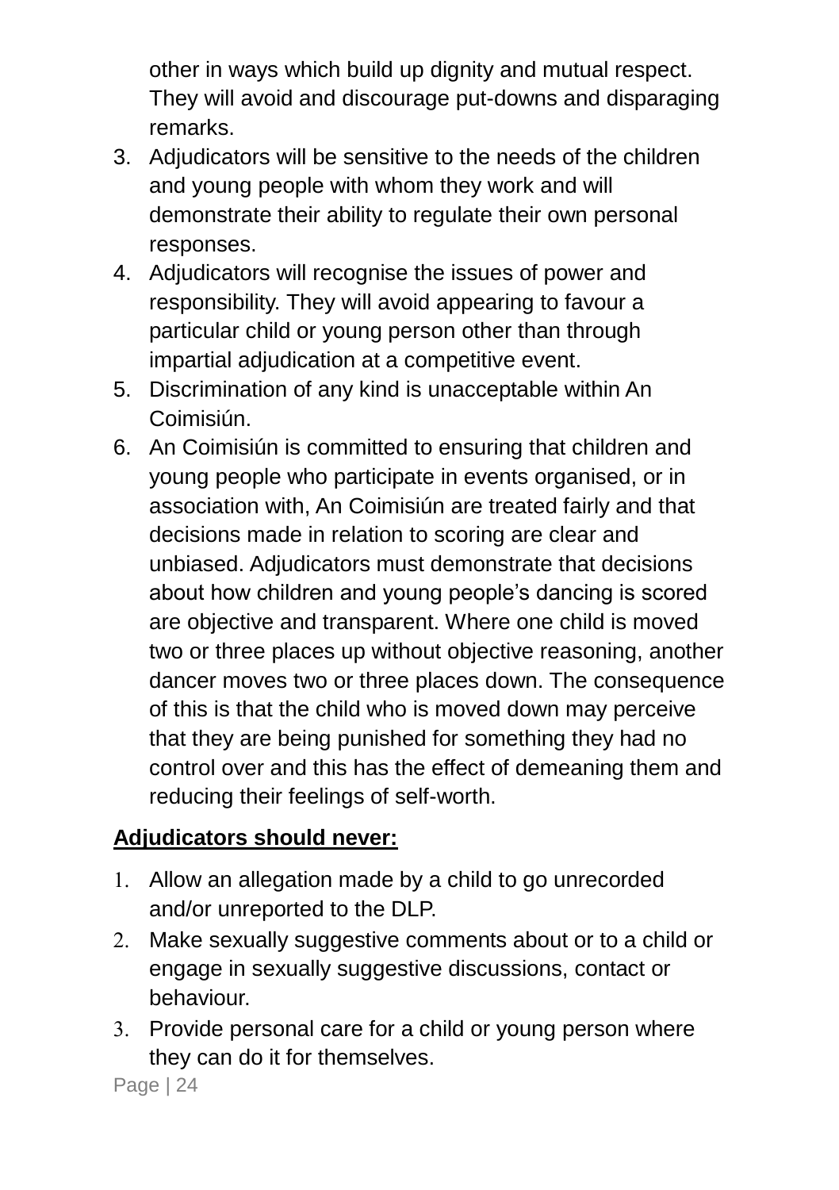other in ways which build up dignity and mutual respect. They will avoid and discourage put-downs and disparaging remarks.

3. Adjudicators will be sensitive to the needs of the children and young people with whom they work and will demonstrate their ability to regulate their own personal responses.
4. Adjudicators will recognise the issues of power and responsibility. They will avoid appearing to favour a particular child or young person other than through impartial adjudication at a competitive event.
5. Discrimination of any kind is unacceptable within An Coimisiún.
6. An Coimisiún is committed to ensuring that children and young people who participate in events organised, or in association with, An Coimisiún are treated fairly and that decisions made in relation to scoring are clear and unbiased. Adjudicators must demonstrate that decisions about how children and young people's dancing is scored are objective and transparent. Where one child is moved two or three places up without objective reasoning, another dancer moves two or three places down. The consequence of this is that the child who is moved down may perceive that they are being punished for something they had no control over and this has the effect of demeaning them and reducing their feelings of self-worth.

**Adjudicators should never:**

1. Allow an allegation made by a child to go unrecorded and/or unreported to the DLP.
2. Make sexually suggestive comments about or to a child or engage in sexually suggestive discussions, contact or behaviour.
3. Provide personal care for a child or young person where they can do it for themselves.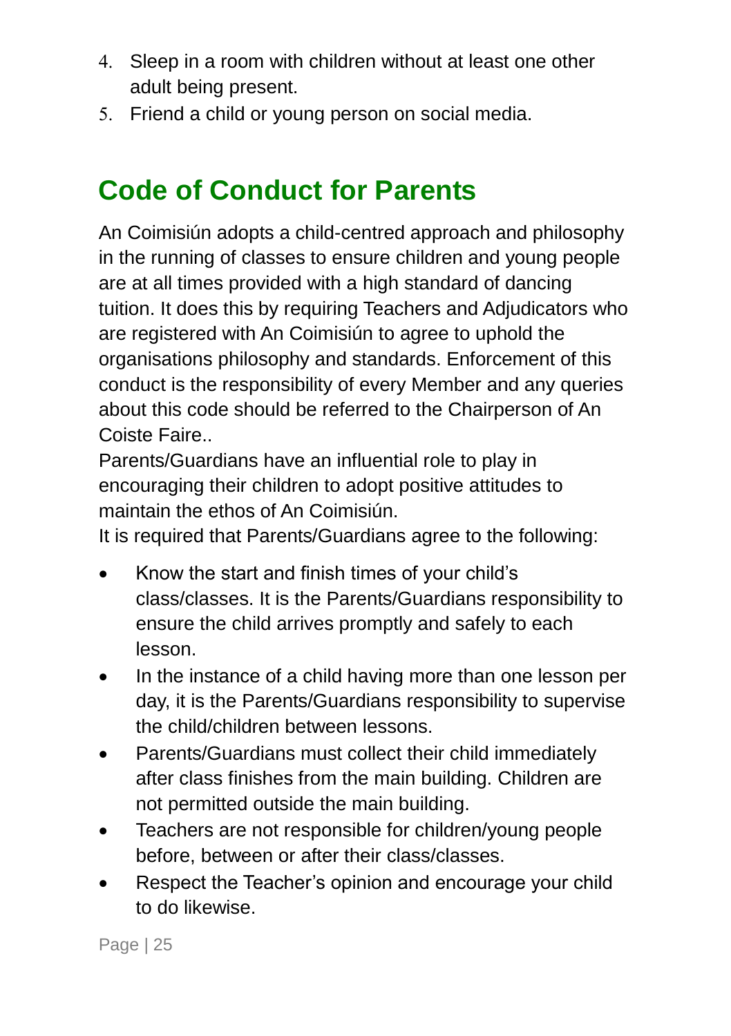4. Sleep in a room with children without at least one other adult being present.
5. Friend a child or young person on social media.

## Code of Conduct for Parents

An Coimisiún adopts a child-centred approach and philosophy in the running of classes to ensure children and young people are at all times provided with a high standard of dancing tuition. It does this by requiring Teachers and Adjudicators who are registered with An Coimisiún to agree to uphold the organisations philosophy and standards. Enforcement of this conduct is the responsibility of every Member and any queries about this code should be referred to the Chairperson of An Coiste Faire..

Parents/Guardians have an influential role to play in encouraging their children to adopt positive attitudes to maintain the ethos of An Coimisiún.

It is required that Parents/Guardians agree to the following:

- Know the start and finish times of your child's class/classes. It is the Parents/Guardians responsibility to ensure the child arrives promptly and safely to each lesson.
- In the instance of a child having more than one lesson per day, it is the Parents/Guardians responsibility to supervise the child/children between lessons.
- Parents/Guardians must collect their child immediately after class finishes from the main building. Children are not permitted outside the main building.
- Teachers are not responsible for children/young people before, between or after their class/classes.
- Respect the Teacher's opinion and encourage your child to do likewise.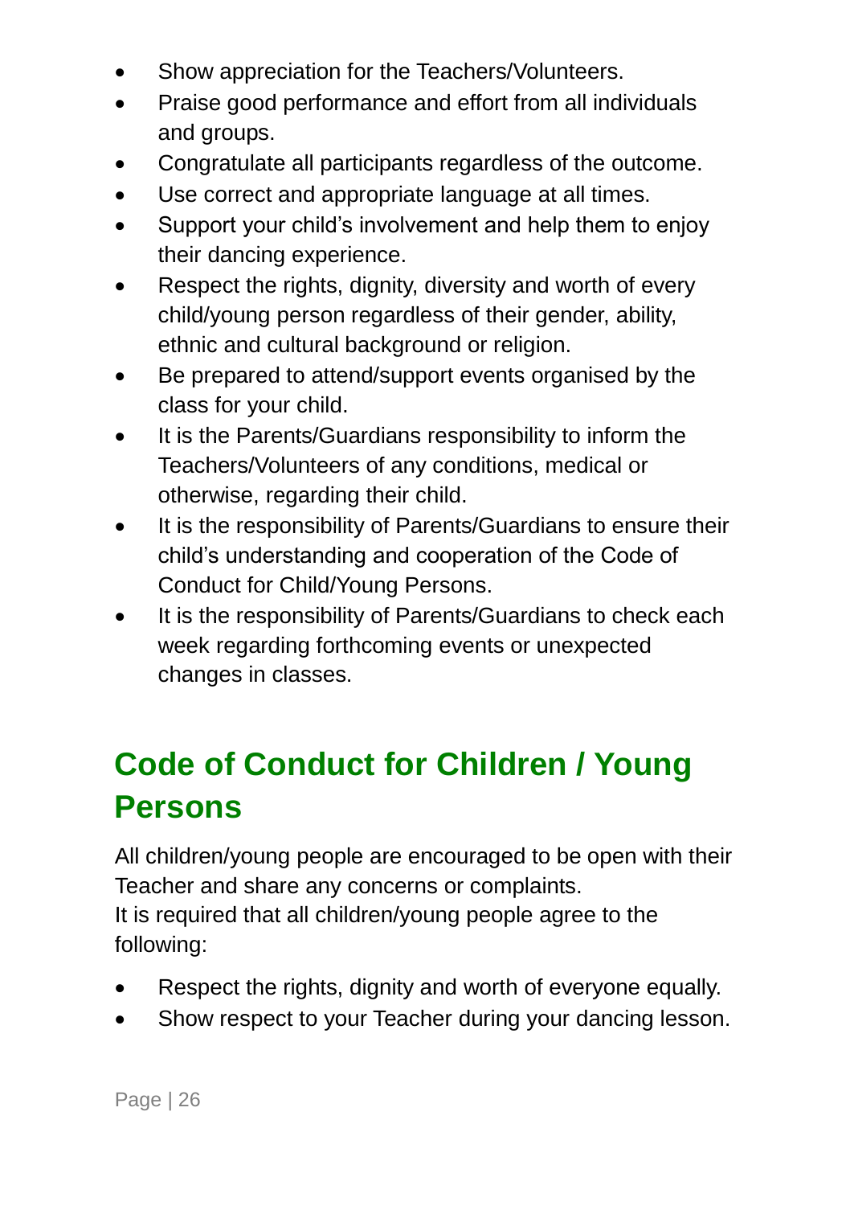- Show appreciation for the Teachers/Volunteers.
- Praise good performance and effort from all individuals and groups.
- Congratulate all participants regardless of the outcome.
- Use correct and appropriate language at all times.
- Support your child's involvement and help them to enjoy their dancing experience.
- Respect the rights, dignity, diversity and worth of every child/young person regardless of their gender, ability, ethnic and cultural background or religion.
- Be prepared to attend/support events organised by the class for your child.
- It is the Parents/Guardians responsibility to inform the Teachers/Volunteers of any conditions, medical or otherwise, regarding their child.
- It is the responsibility of Parents/Guardians to ensure their child's understanding and cooperation of the Code of Conduct for Child/Young Persons.
- It is the responsibility of Parents/Guardians to check each week regarding forthcoming events or unexpected changes in classes.

## Code of Conduct for Children / Young Persons

All children/young people are encouraged to be open with their Teacher and share any concerns or complaints.
It is required that all children/young people agree to the following:

- Respect the rights, dignity and worth of everyone equally.
- Show respect to your Teacher during your dancing lesson.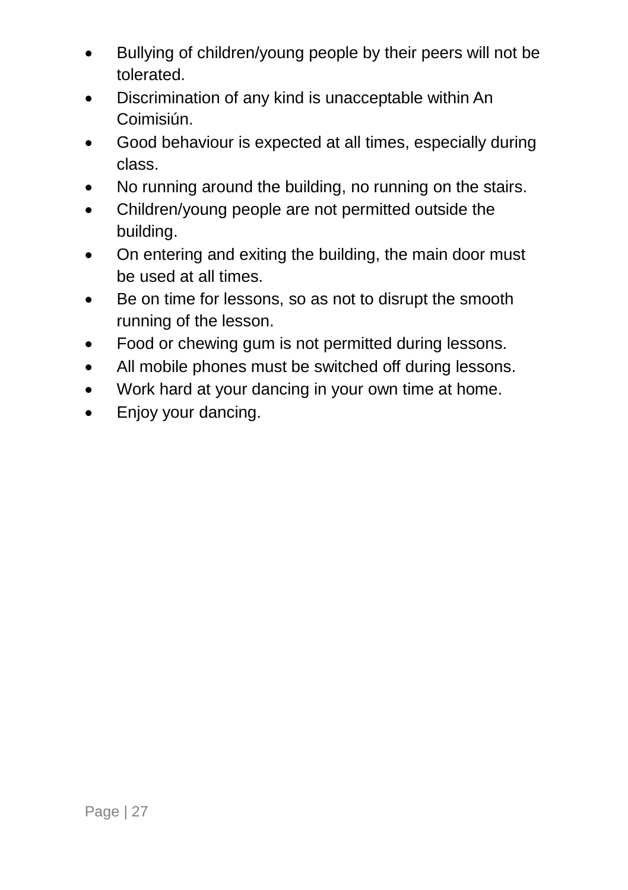- Bullying of children/young people by their peers will not be tolerated.
- Discrimination of any kind is unacceptable within An Coimisiún.
- Good behaviour is expected at all times, especially during class.
- No running around the building, no running on the stairs.
- Children/young people are not permitted outside the building.
- On entering and exiting the building, the main door must be used at all times.
- Be on time for lessons, so as not to disrupt the smooth running of the lesson.
- Food or chewing gum is not permitted during lessons.
- All mobile phones must be switched off during lessons.
- Work hard at your dancing in your own time at home.
- Enjoy your dancing.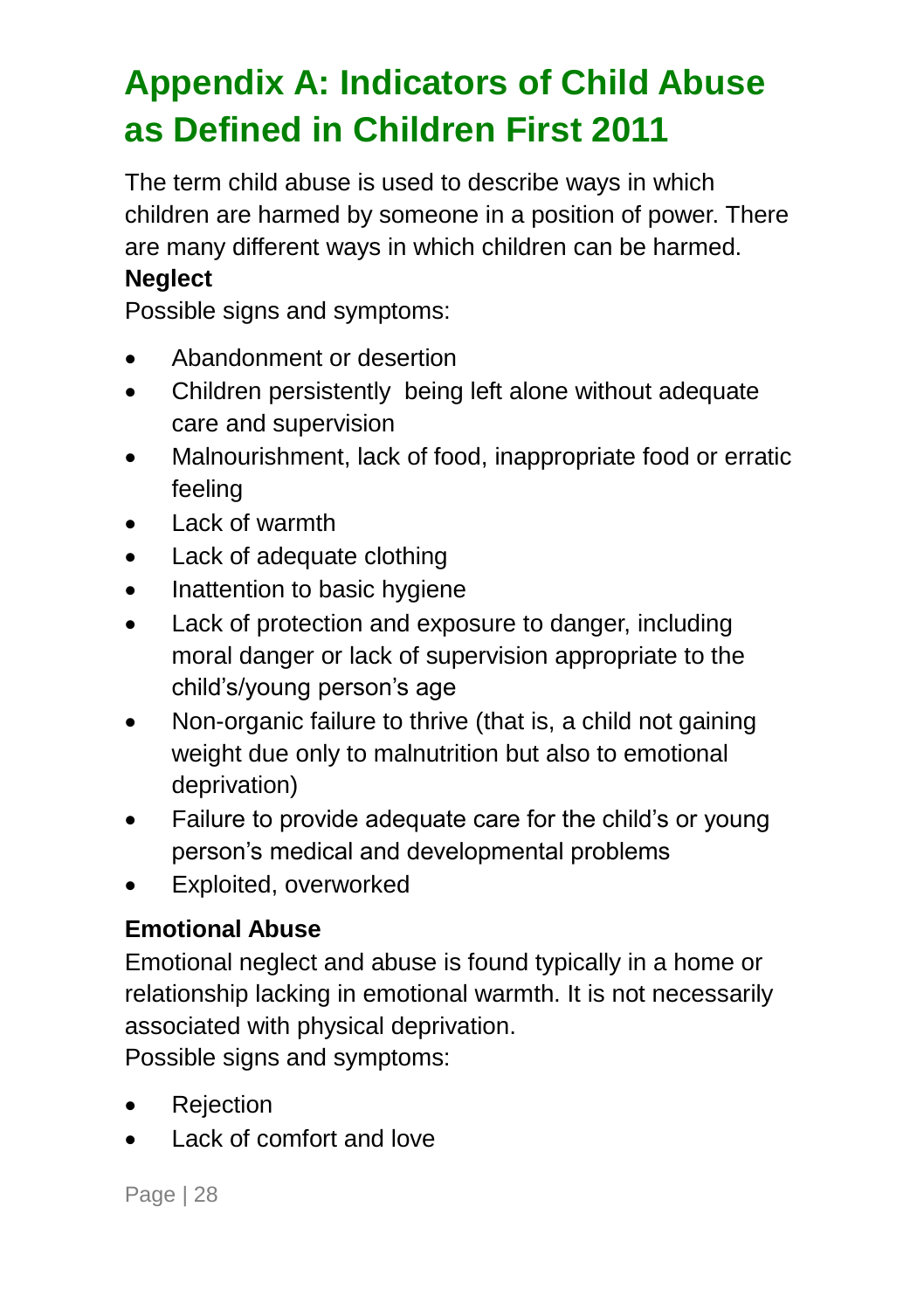# Appendix A: Indicators of Child Abuse as Defined in Children First 2011

The term child abuse is used to describe ways in which children are harmed by someone in a position of power. There are many different ways in which children can be harmed.

**Neglect**

Possible signs and symptoms:

- Abandonment or desertion
- Children persistently being left alone without adequate care and supervision
- Malnourishment, lack of food, inappropriate food or erratic feeling
- Lack of warmth
- Lack of adequate clothing
- Inattention to basic hygiene
- Lack of protection and exposure to danger, including moral danger or lack of supervision appropriate to the child's/young person's age
- Non-organic failure to thrive (that is, a child not gaining weight due only to malnutrition but also to emotional deprivation)
- Failure to provide adequate care for the child's or young person's medical and developmental problems
- Exploited, overworked

**Emotional Abuse**

Emotional neglect and abuse is found typically in a home or relationship lacking in emotional warmth. It is not necessarily associated with physical deprivation.

Possible signs and symptoms:

- Rejection
- Lack of comfort and love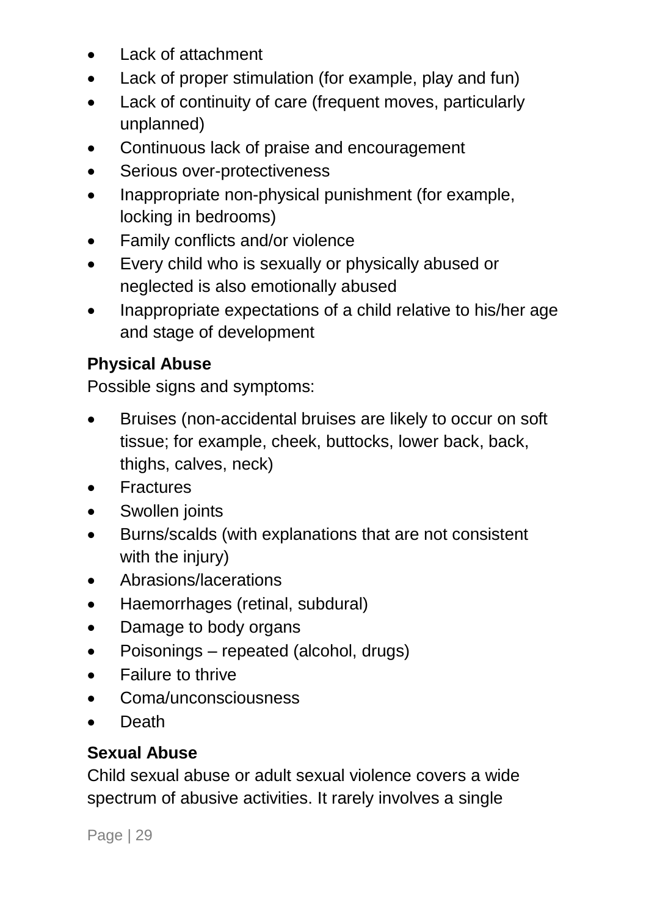- Lack of attachment
- Lack of proper stimulation (for example, play and fun)
- Lack of continuity of care (frequent moves, particularly unplanned)
- Continuous lack of praise and encouragement
- Serious over-protectiveness
- Inappropriate non-physical punishment (for example, locking in bedrooms)
- Family conflicts and/or violence
- Every child who is sexually or physically abused or neglected is also emotionally abused
- Inappropriate expectations of a child relative to his/her age and stage of development

**Physical Abuse**

Possible signs and symptoms:

- Bruises (non-accidental bruises are likely to occur on soft tissue; for example, cheek, buttocks, lower back, back, thighs, calves, neck)
- Fractures
- Swollen joints
- Burns/scalds (with explanations that are not consistent with the injury)
- Abrasions/lacerations
- Haemorrhages (retinal, subdural)
- Damage to body organs
- Poisonings – repeated (alcohol, drugs)
- Failure to thrive
- Coma/unconsciousness
- Death

**Sexual Abuse**

Child sexual abuse or adult sexual violence covers a wide spectrum of abusive activities. It rarely involves a single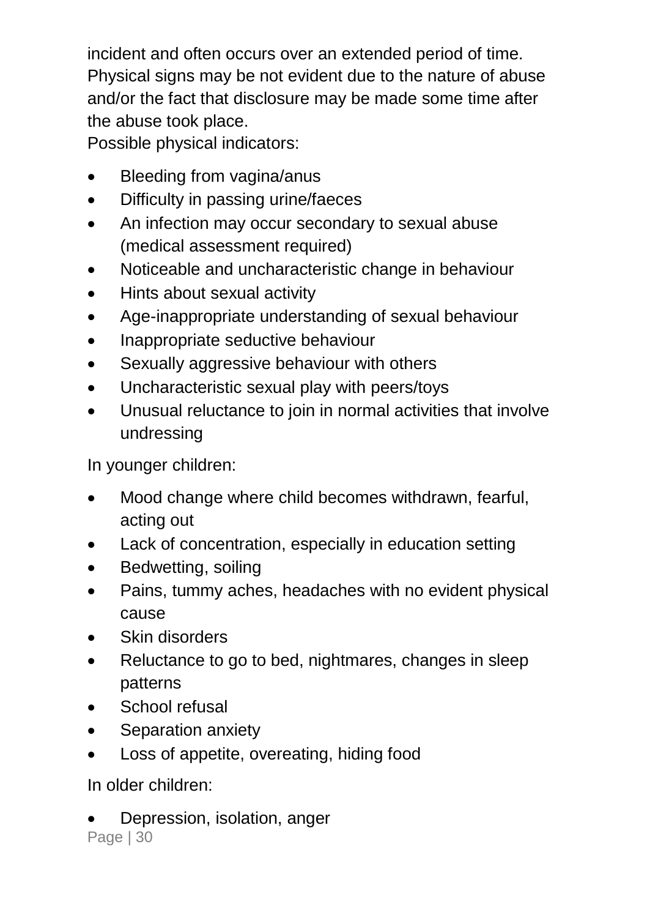incident and often occurs over an extended period of time. Physical signs may be not evident due to the nature of abuse and/or the fact that disclosure may be made some time after the abuse took place.

Possible physical indicators:

- Bleeding from vagina/anus
- Difficulty in passing urine/faeces
- An infection may occur secondary to sexual abuse (medical assessment required)
- Noticeable and uncharacteristic change in behaviour
- Hints about sexual activity
- Age-inappropriate understanding of sexual behaviour
- Inappropriate seductive behaviour
- Sexually aggressive behaviour with others
- Uncharacteristic sexual play with peers/toys
- Unusual reluctance to join in normal activities that involve undressing

In younger children:

- Mood change where child becomes withdrawn, fearful, acting out
- Lack of concentration, especially in education setting
- Bedwetting, soiling
- Pains, tummy aches, headaches with no evident physical cause
- Skin disorders
- Reluctance to go to bed, nightmares, changes in sleep patterns
- School refusal
- Separation anxiety
- Loss of appetite, overeating, hiding food

In older children:

- Depression, isolation, anger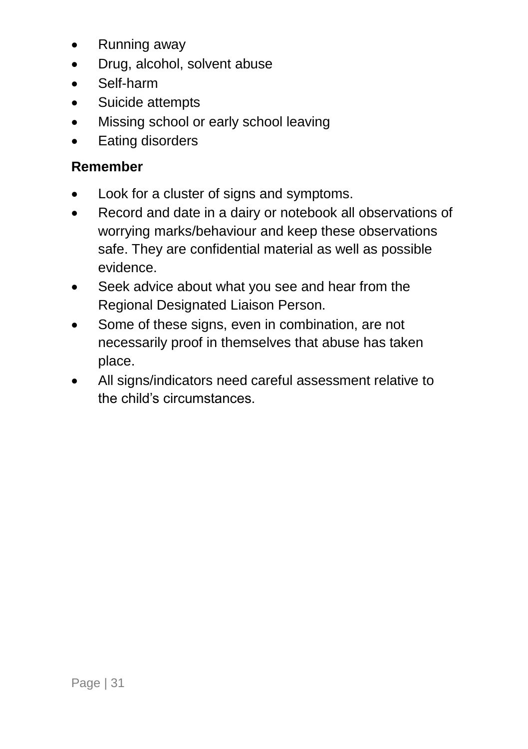- Running away
- Drug, alcohol, solvent abuse
- Self-harm
- Suicide attempts
- Missing school or early school leaving
- Eating disorders

**Remember**

- Look for a cluster of signs and symptoms.
- Record and date in a dairy or notebook all observations of worrying marks/behaviour and keep these observations safe. They are confidential material as well as possible evidence.
- Seek advice about what you see and hear from the Regional Designated Liaison Person.
- Some of these signs, even in combination, are not necessarily proof in themselves that abuse has taken place.
- All signs/indicators need careful assessment relative to the child's circumstances.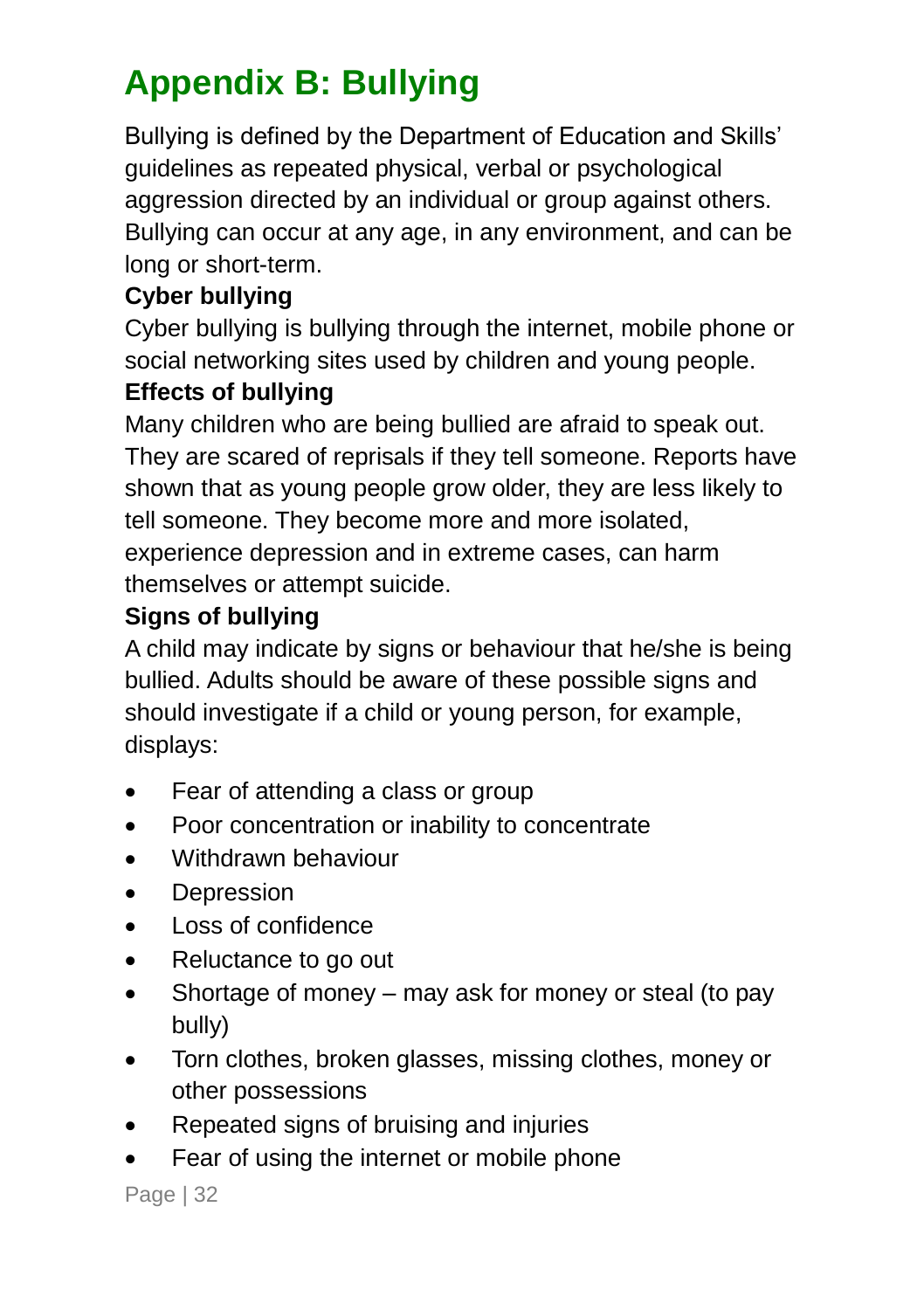# Appendix B: Bullying

Bullying is defined by the Department of Education and Skills' guidelines as repeated physical, verbal or psychological aggression directed by an individual or group against others. Bullying can occur at any age, in any environment, and can be long or short-term.

**Cyber bullying**

Cyber bullying is bullying through the internet, mobile phone or social networking sites used by children and young people.

**Effects of bullying**

Many children who are being bullied are afraid to speak out. They are scared of reprisals if they tell someone. Reports have shown that as young people grow older, they are less likely to tell someone. They become more and more isolated, experience depression and in extreme cases, can harm themselves or attempt suicide.

**Signs of bullying**

A child may indicate by signs or behaviour that he/she is being bullied. Adults should be aware of these possible signs and should investigate if a child or young person, for example, displays:

- Fear of attending a class or group
- Poor concentration or inability to concentrate
- Withdrawn behaviour
- Depression
- Loss of confidence
- Reluctance to go out
- Shortage of money – may ask for money or steal (to pay bully)
- Torn clothes, broken glasses, missing clothes, money or other possessions
- Repeated signs of bruising and injuries
- Fear of using the internet or mobile phone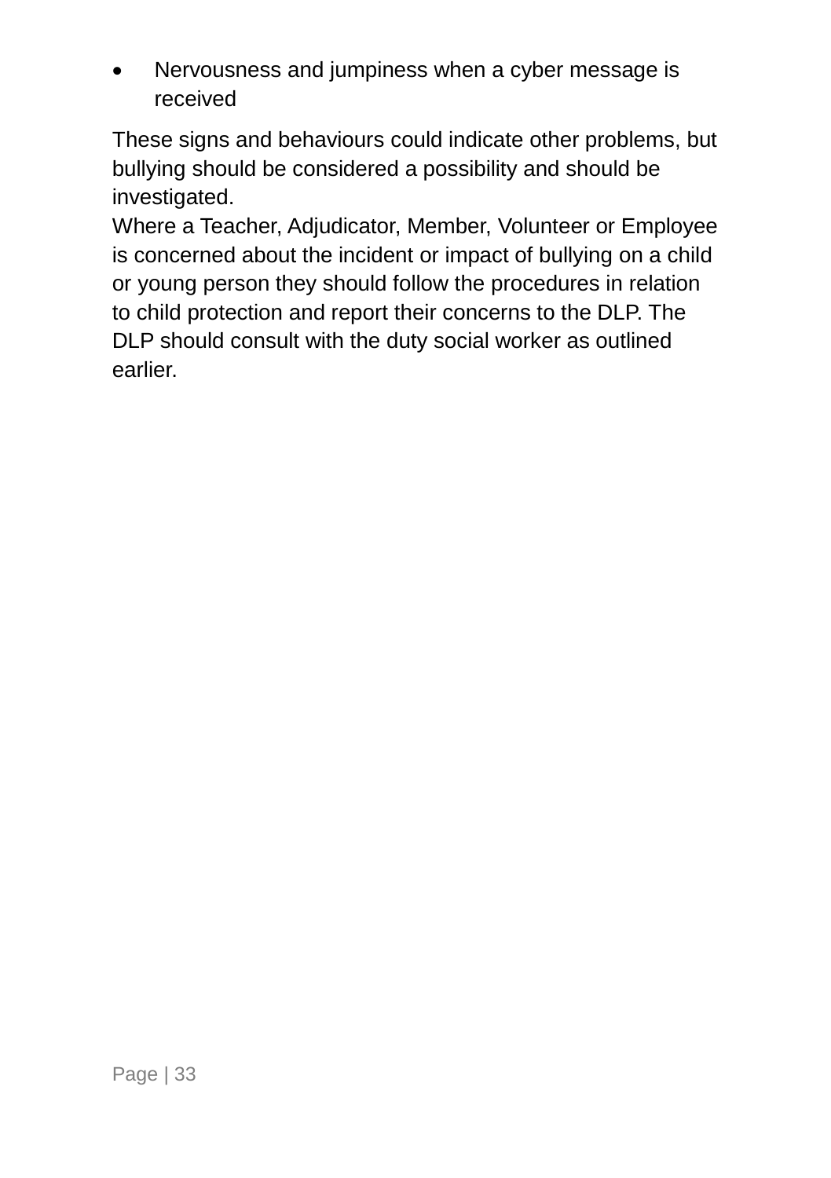- Nervousness and jumpiness when a cyber message is received

These signs and behaviours could indicate other problems, but bullying should be considered a possibility and should be investigated.
Where a Teacher, Adjudicator, Member, Volunteer or Employee is concerned about the incident or impact of bullying on a child or young person they should follow the procedures in relation to child protection and report their concerns to the DLP. The DLP should consult with the duty social worker as outlined earlier.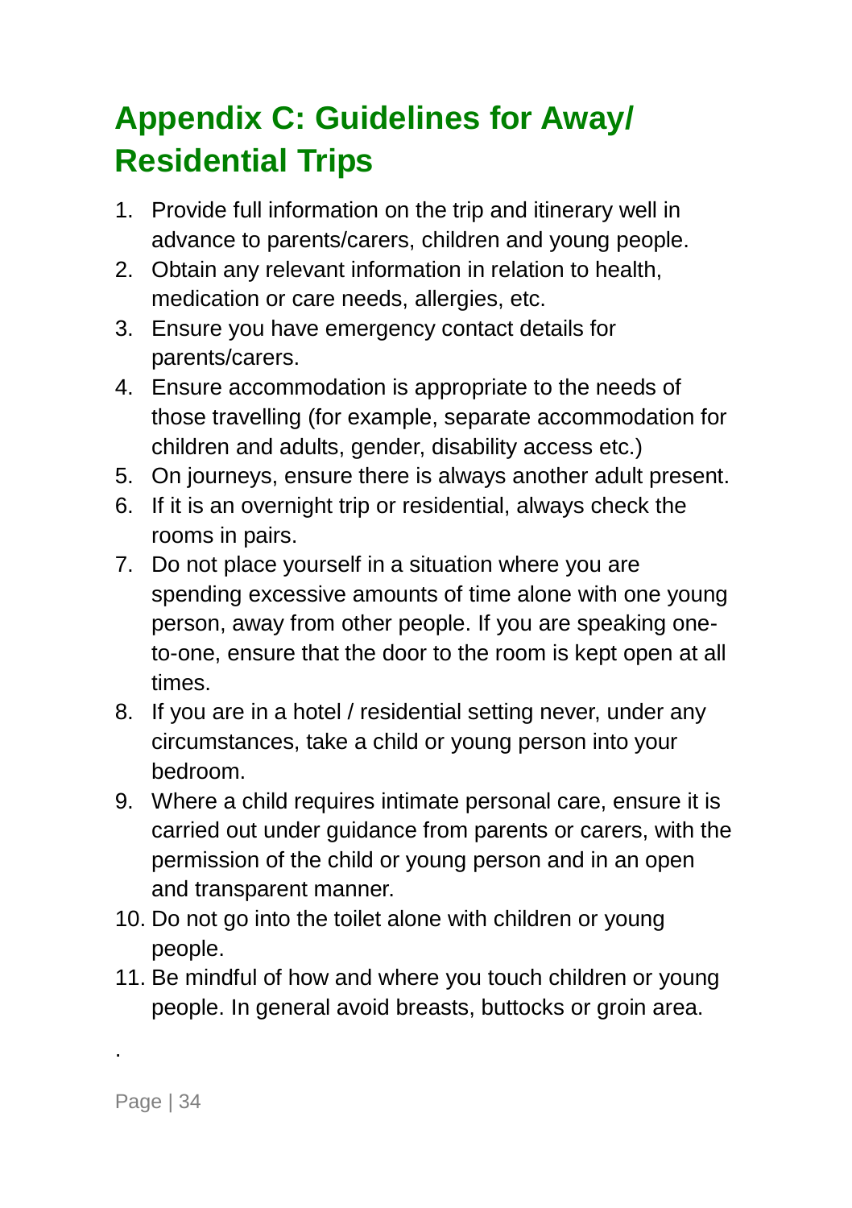# Appendix C: Guidelines for Away/ Residential Trips

1. Provide full information on the trip and itinerary well in advance to parents/carers, children and young people.
2. Obtain any relevant information in relation to health, medication or care needs, allergies, etc.
3. Ensure you have emergency contact details for parents/carers.
4. Ensure accommodation is appropriate to the needs of those travelling (for example, separate accommodation for children and adults, gender, disability access etc.)
5. On journeys, ensure there is always another adult present.
6. If it is an overnight trip or residential, always check the rooms in pairs.
7. Do not place yourself in a situation where you are spending excessive amounts of time alone with one young person, away from other people. If you are speaking one-to-one, ensure that the door to the room is kept open at all times.
8. If you are in a hotel / residential setting never, under any circumstances, take a child or young person into your bedroom.
9. Where a child requires intimate personal care, ensure it is carried out under guidance from parents or carers, with the permission of the child or young person and in an open and transparent manner.
10. Do not go into the toilet alone with children or young people.
11. Be mindful of how and where you touch children or young people. In general avoid breasts, buttocks or groin area.

.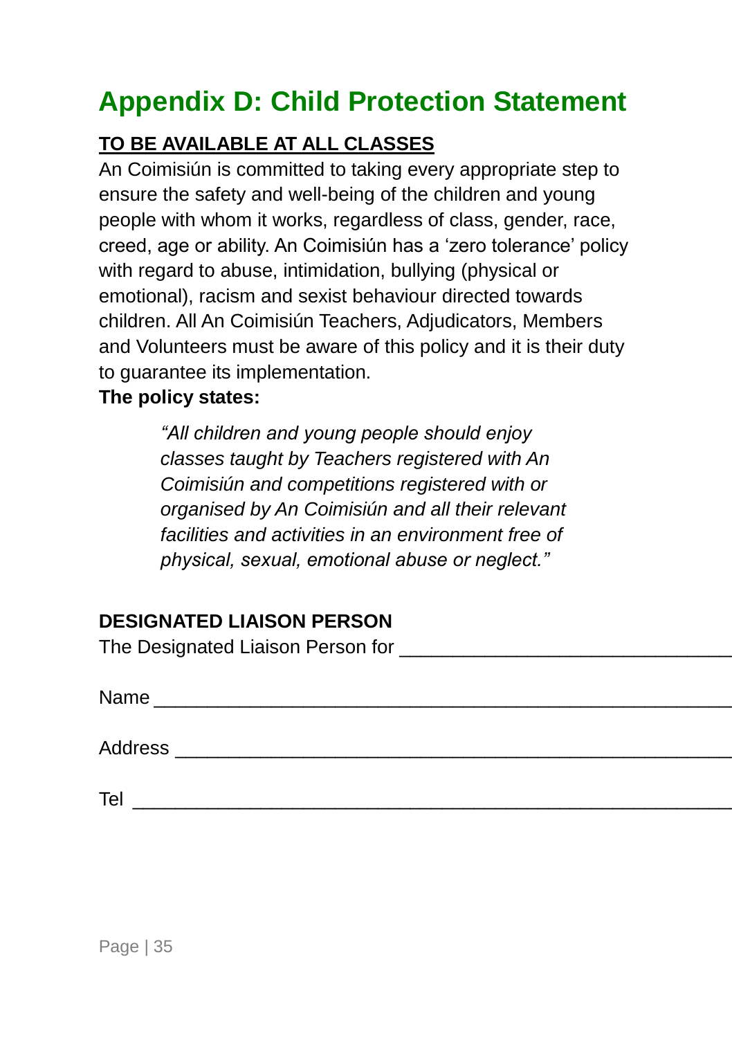# Appendix D: Child Protection Statement

**<u>TO BE AVAILABLE AT ALL CLASSES</u>**

An Coimisiún is committed to taking every appropriate step to ensure the safety and well-being of the children and young people with whom it works, regardless of class, gender, race, creed, age or ability. An Coimisiún has a 'zero tolerance' policy with regard to abuse, intimidation, bullying (physical or emotional), racism and sexist behaviour directed towards children. All An Coimisiún Teachers, Adjudicators, Members and Volunteers must be aware of this policy and it is their duty to guarantee its implementation.

**The policy states:**

> *"All children and young people should enjoy classes taught by Teachers registered with An Coimisiún and competitions registered with or organised by An Coimisiún and all their relevant facilities and activities in an environment free of physical, sexual, emotional abuse or neglect."*

**DESIGNATED LIAISON PERSON**

The Designated Liaison Person for ______________________________

Name ______________________________________________________

Address ____________________________________________________

Tel ________________________________________________________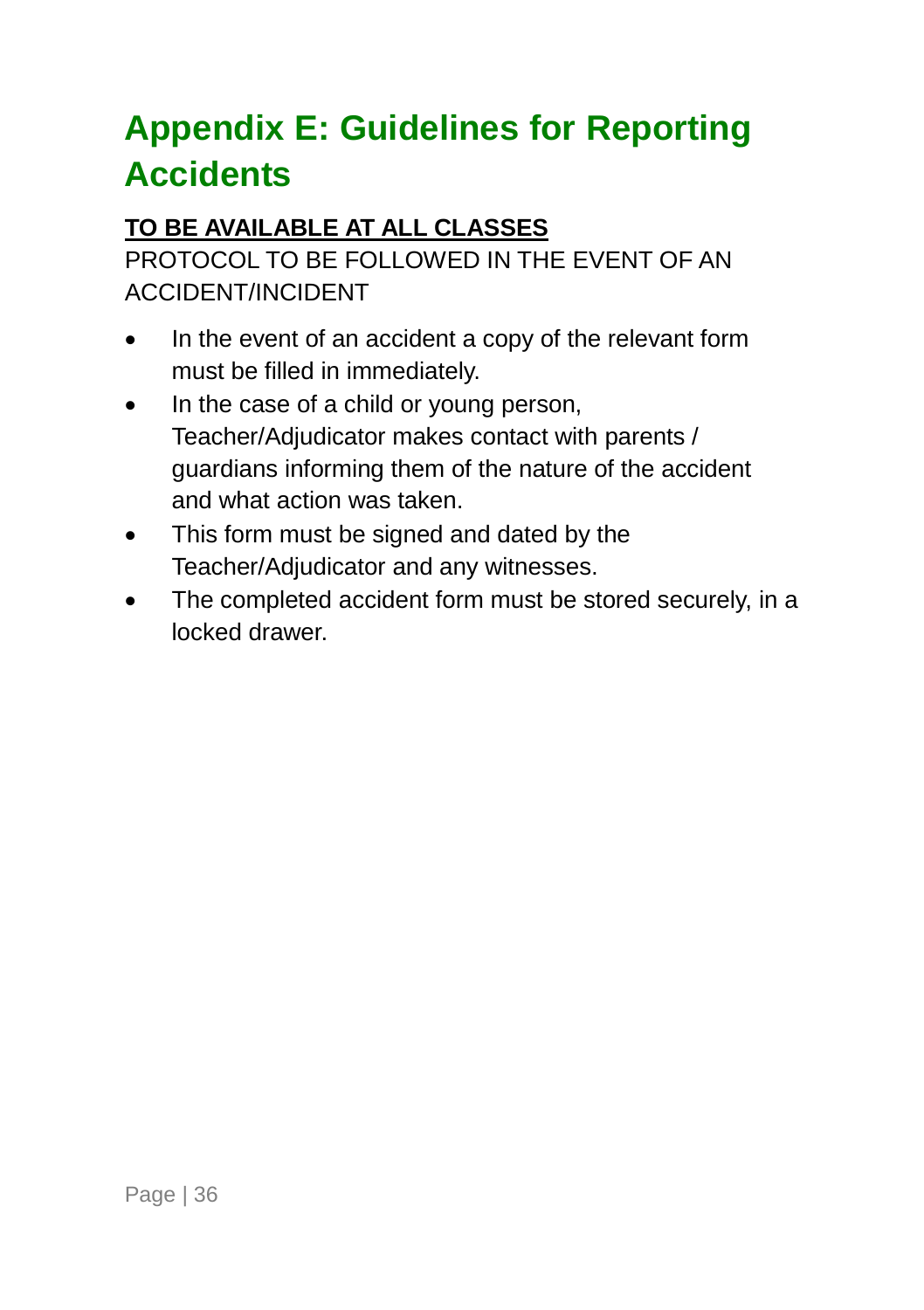# Appendix E: Guidelines for Reporting Accidents

**<u>TO BE AVAILABLE AT ALL CLASSES</u>**

PROTOCOL TO BE FOLLOWED IN THE EVENT OF AN ACCIDENT/INCIDENT

- In the event of an accident a copy of the relevant form must be filled in immediately.
- In the case of a child or young person, Teacher/Adjudicator makes contact with parents / guardians informing them of the nature of the accident and what action was taken.
- This form must be signed and dated by the Teacher/Adjudicator and any witnesses.
- The completed accident form must be stored securely, in a locked drawer.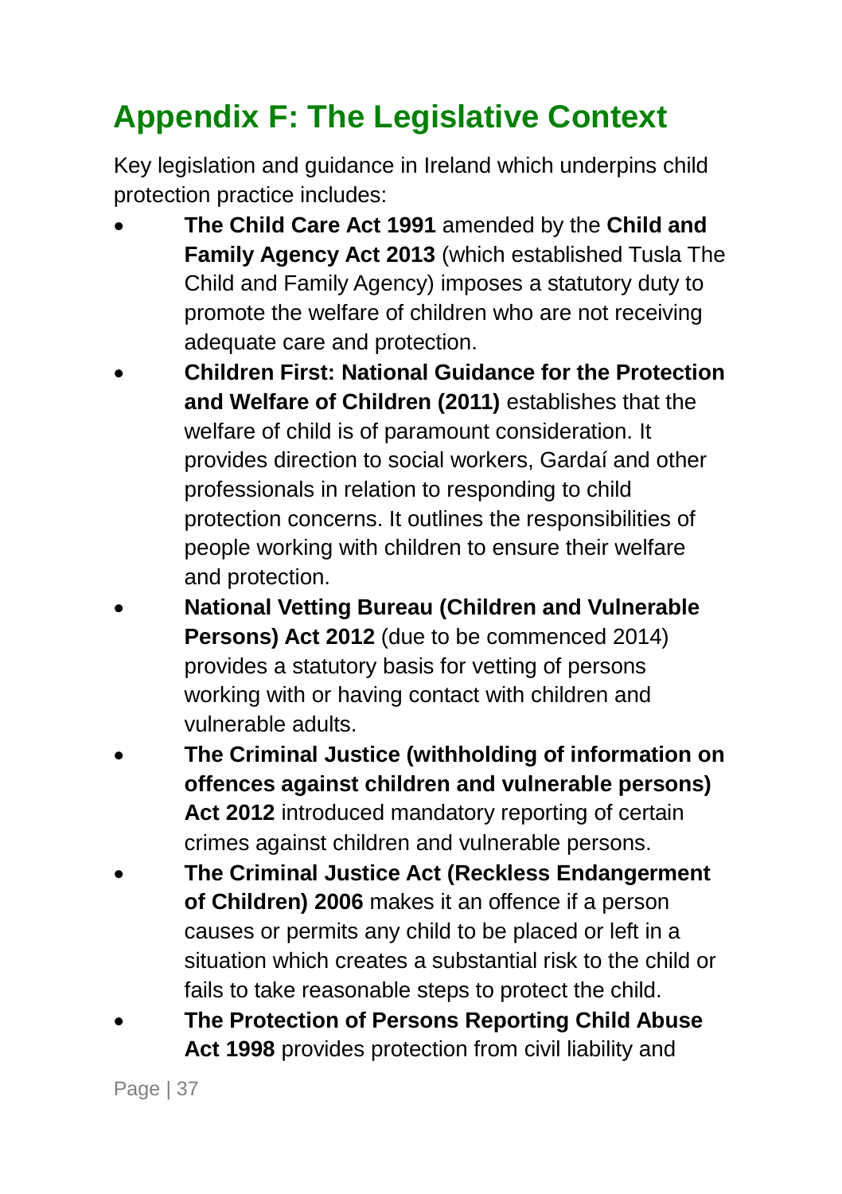# Appendix F: The Legislative Context

Key legislation and guidance in Ireland which underpins child protection practice includes:

- **The Child Care Act 1991** amended by the **Child and Family Agency Act 2013** (which established Tusla The Child and Family Agency) imposes a statutory duty to promote the welfare of children who are not receiving adequate care and protection.
- **Children First: National Guidance for the Protection and Welfare of Children (2011)** establishes that the welfare of child is of paramount consideration. It provides direction to social workers, Gardaí and other professionals in relation to responding to child protection concerns. It outlines the responsibilities of people working with children to ensure their welfare and protection.
- **National Vetting Bureau (Children and Vulnerable Persons) Act 2012** (due to be commenced 2014) provides a statutory basis for vetting of persons working with or having contact with children and vulnerable adults.
- **The Criminal Justice (withholding of information on offences against children and vulnerable persons) Act 2012** introduced mandatory reporting of certain crimes against children and vulnerable persons.
- **The Criminal Justice Act (Reckless Endangerment of Children) 2006** makes it an offence if a person causes or permits any child to be placed or left in a situation which creates a substantial risk to the child or fails to take reasonable steps to protect the child.
- **The Protection of Persons Reporting Child Abuse Act 1998** provides protection from civil liability and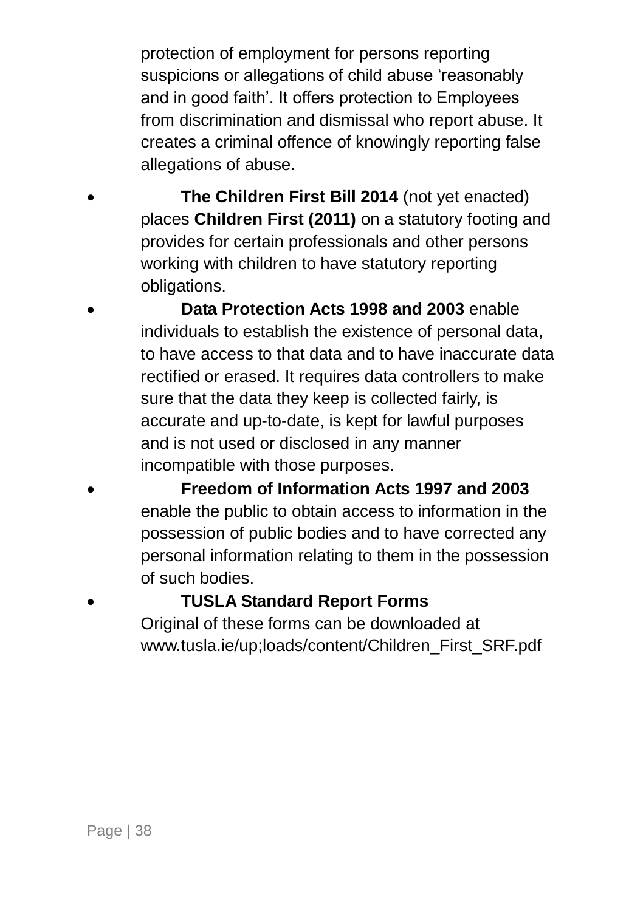protection of employment for persons reporting suspicions or allegations of child abuse 'reasonably and in good faith'. It offers protection to Employees from discrimination and dismissal who report abuse. It creates a criminal offence of knowingly reporting false allegations of abuse.

- **The Children First Bill 2014** (not yet enacted) places **Children First (2011)** on a statutory footing and provides for certain professionals and other persons working with children to have statutory reporting obligations.
- **Data Protection Acts 1998 and 2003** enable individuals to establish the existence of personal data, to have access to that data and to have inaccurate data rectified or erased. It requires data controllers to make sure that the data they keep is collected fairly, is accurate and up-to-date, is kept for lawful purposes and is not used or disclosed in any manner incompatible with those purposes.
- **Freedom of Information Acts 1997 and 2003** enable the public to obtain access to information in the possession of public bodies and to have corrected any personal information relating to them in the possession of such bodies.
- **TUSLA Standard Report Forms**
  Original of these forms can be downloaded at www.tusla.ie/up;loads/content/Children_First_SRF.pdf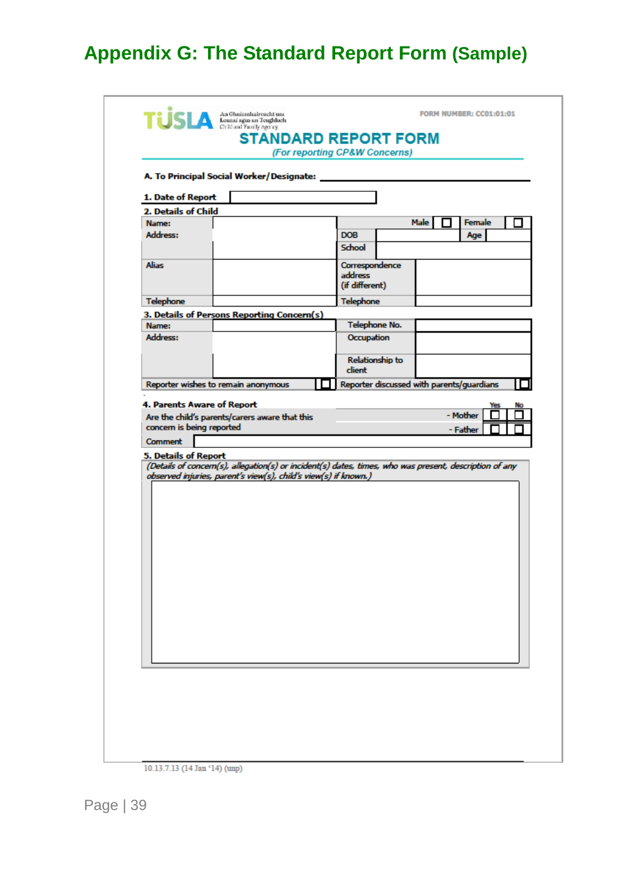# Appendix G: The Standard Report Form (Sample)

TÚSLA — An Ghníomhaireacht um Leanaí agus an Teaghlach / Child and Family Agency

FORM NUMBER: CC01:01:01

## STANDARD REPORT FORM

*(For reporting CP&W Concerns)*

**A. To Principal Social Worker/Designate:** ____________________

**1. Date of Report** [ ]

**2. Details of Child**

| Name: | | Male ☐ | Female ☐ |
|---|---|---|---|
| Address: | | DOB | Age |
| | | School | |
| Alias | | Correspondence address (if different) | |
| Telephone | | Telephone | |

**3. Details of Persons Reporting Concern(s)**

| Name: | | Telephone No. | |
|---|---|---|---|
| Address: | | Occupation | |
| | | Relationship to client | |
| Reporter wishes to remain anonymous ☐ | | Reporter discussed with parents/guardians ☐ | |

**4. Parents Aware of Report**

| Are the child's parents/carers aware that this concern is being reported | | Yes | No |
|---|---|---|---|
| | - Mother | ☐ | ☐ |
| | - Father | ☐ | ☐ |
| Comment | | | |

**5. Details of Report**

*(Details of concern(s), allegation(s) or incident(s) dates, times, who was present, description of any observed injuries, parent's view(s), child's view(s) if known.)*

10.13.7.13 (14 Jan '14) (unp)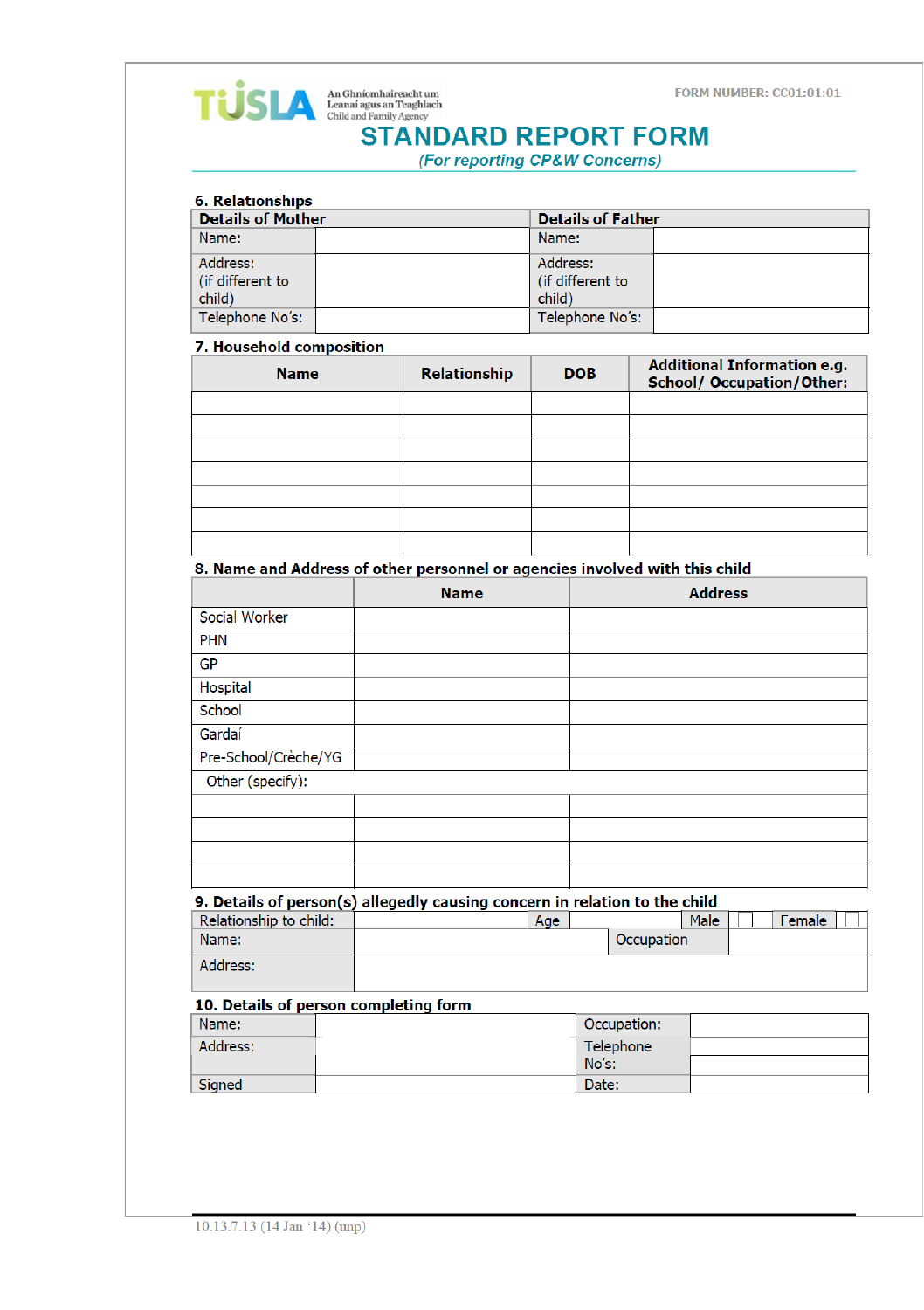TÚSLA An Ghníomhaireacht um Leanaí agus an Teaghlach Child and Family Agency

FORM NUMBER: CC01:01:01

# STANDARD REPORT FORM

*(For reporting CP&W Concerns)*

**6. Relationships**

| Details of Mother | | Details of Father | |
|---|---|---|---|
| Name: | | Name: | |
| Address: (if different to child) | | Address: (if different to child) | |
| Telephone No's: | | Telephone No's: | |

**7. Household composition**

| Name | Relationship | DOB | Additional Information e.g. School/ Occupation/Other: |
|---|---|---|---|
| | | | |
| | | | |
| | | | |
| | | | |
| | | | |
| | | | |
| | | | |

**8. Name and Address of other personnel or agencies involved with this child**

| | Name | Address |
|---|---|---|
| Social Worker | | |
| PHN | | |
| GP | | |
| Hospital | | |
| School | | |
| Gardaí | | |
| Pre-School/Crèche/YG | | |
| Other (specify): | | |
| | | |
| | | |
| | | |
| | | |

**9. Details of person(s) allegedly causing concern in relation to the child**

| Relationship to child: | | Age | | Male ☐ | Female ☐ |
|---|---|---|---|---|---|
| Name: | | Occupation | | | |
| Address: | | | | | |

**10. Details of person completing form**

| Name: | | Occupation: | |
|---|---|---|---|
| Address: | | Telephone No's: | |
| Signed | | Date: | |

10.13.7.13 (14 Jan '14) (unp)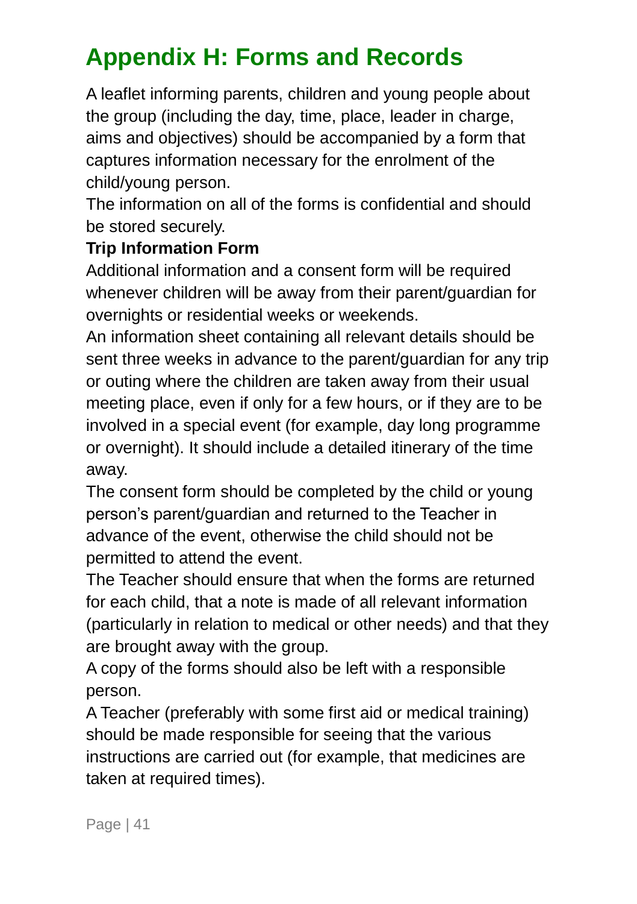# Appendix H: Forms and Records

A leaflet informing parents, children and young people about the group (including the day, time, place, leader in charge, aims and objectives) should be accompanied by a form that captures information necessary for the enrolment of the child/young person.

The information on all of the forms is confidential and should be stored securely.

**Trip Information Form**

Additional information and a consent form will be required whenever children will be away from their parent/guardian for overnights or residential weeks or weekends.

An information sheet containing all relevant details should be sent three weeks in advance to the parent/guardian for any trip or outing where the children are taken away from their usual meeting place, even if only for a few hours, or if they are to be involved in a special event (for example, day long programme or overnight). It should include a detailed itinerary of the time away.

The consent form should be completed by the child or young person's parent/guardian and returned to the Teacher in advance of the event, otherwise the child should not be permitted to attend the event.

The Teacher should ensure that when the forms are returned for each child, that a note is made of all relevant information (particularly in relation to medical or other needs) and that they are brought away with the group.

A copy of the forms should also be left with a responsible person.

A Teacher (preferably with some first aid or medical training) should be made responsible for seeing that the various instructions are carried out (for example, that medicines are taken at required times).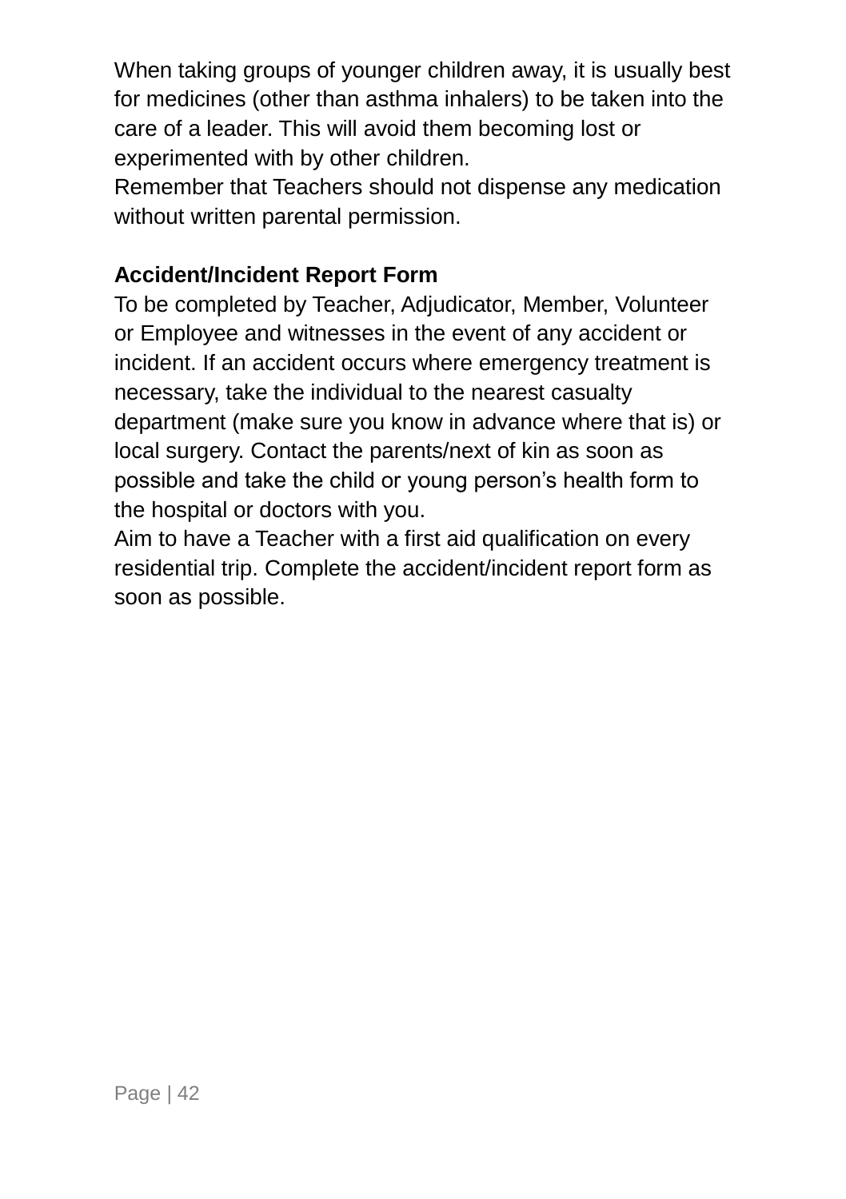When taking groups of younger children away, it is usually best for medicines (other than asthma inhalers) to be taken into the care of a leader. This will avoid them becoming lost or experimented with by other children.
Remember that Teachers should not dispense any medication without written parental permission.

**Accident/Incident Report Form**

To be completed by Teacher, Adjudicator, Member, Volunteer or Employee and witnesses in the event of any accident or incident. If an accident occurs where emergency treatment is necessary, take the individual to the nearest casualty department (make sure you know in advance where that is) or local surgery. Contact the parents/next of kin as soon as possible and take the child or young person's health form to the hospital or doctors with you.
Aim to have a Teacher with a first aid qualification on every residential trip. Complete the accident/incident report form as soon as possible.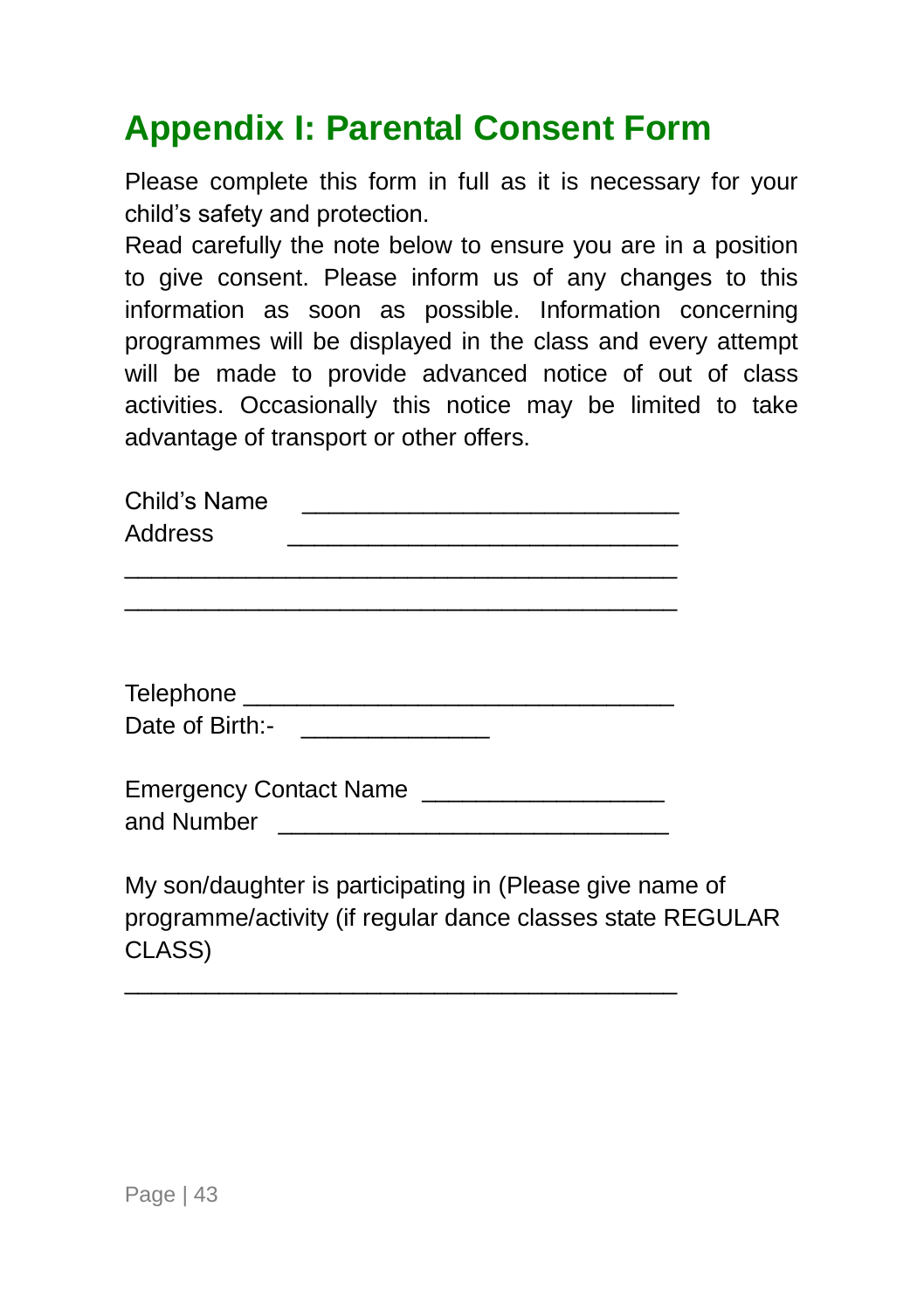# Appendix I: Parental Consent Form

Please complete this form in full as it is necessary for your child's safety and protection.
Read carefully the note below to ensure you are in a position to give consent. Please inform us of any changes to this information as soon as possible. Information concerning programmes will be displayed in the class and every attempt will be made to provide advanced notice of out of class activities. Occasionally this notice may be limited to take advantage of transport or other offers.

Child's Name ___________________________
Address ____________________________
________________________________________
________________________________________

Telephone _______________________________
Date of Birth:- _____________

Emergency Contact Name _________________
and Number ____________________________

My son/daughter is participating in (Please give name of programme/activity (if regular dance classes state REGULAR CLASS)

________________________________________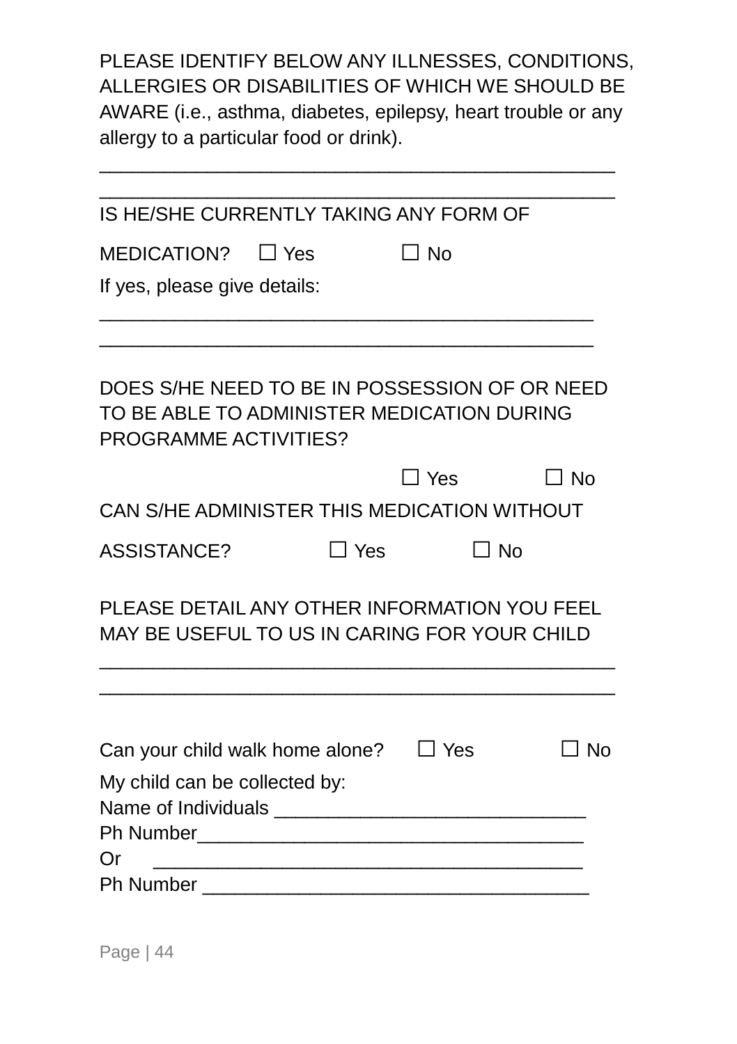PLEASE IDENTIFY BELOW ANY ILLNESSES, CONDITIONS, ALLERGIES OR DISABILITIES OF WHICH WE SHOULD BE AWARE (i.e., asthma, diabetes, epilepsy, heart trouble or any allergy to a particular food or drink).

_______________________________________________

_______________________________________________

IS HE/SHE CURRENTLY TAKING ANY FORM OF MEDICATION? ☐ Yes ☐ No

If yes, please give details:

_____________________________________________

_____________________________________________

DOES S/HE NEED TO BE IN POSSESSION OF OR NEED TO BE ABLE TO ADMINISTER MEDICATION DURING PROGRAMME ACTIVITIES?

☐ Yes ☐ No

CAN S/HE ADMINISTER THIS MEDICATION WITHOUT ASSISTANCE? ☐ Yes ☐ No

PLEASE DETAIL ANY OTHER INFORMATION YOU FEEL MAY BE USEFUL TO US IN CARING FOR YOUR CHILD

_______________________________________________

_______________________________________________

Can your child walk home alone? ☐ Yes ☐ No

My child can be collected by:

Name of Individuals ____________________________

Ph Number___________________________________

Or _______________________________________

Ph Number ___________________________________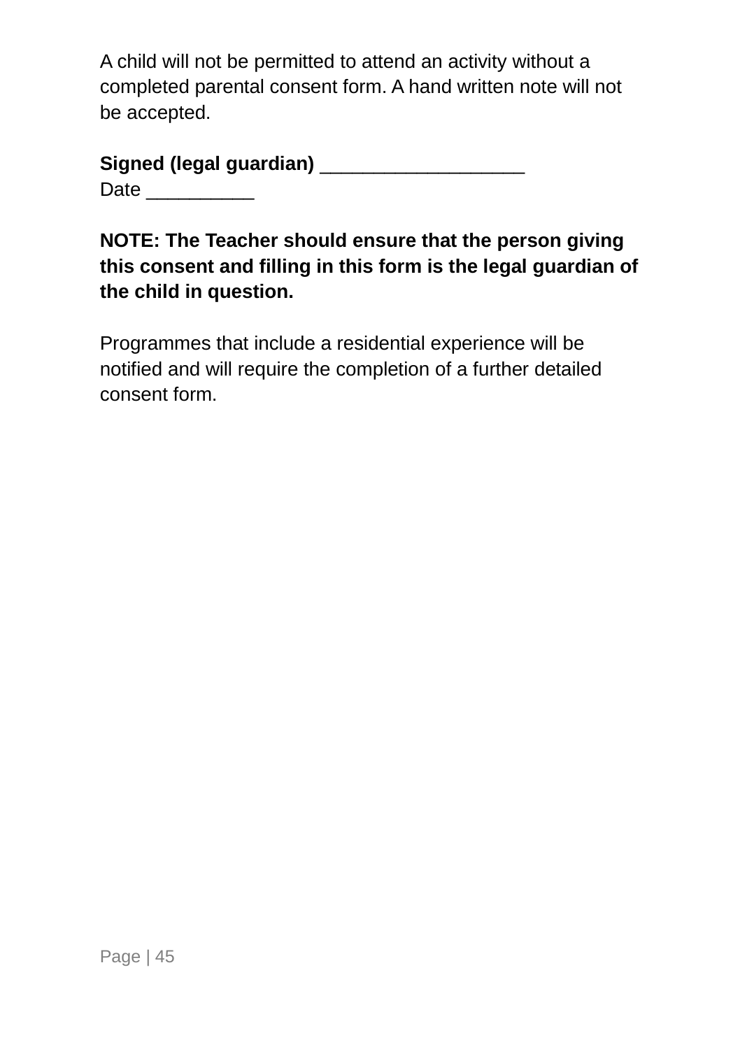A child will not be permitted to attend an activity without a completed parental consent form. A hand written note will not be accepted.

**Signed (legal guardian)** ___________________
Date __________

**NOTE: The Teacher should ensure that the person giving this consent and filling in this form is the legal guardian of the child in question.**

Programmes that include a residential experience will be notified and will require the completion of a further detailed consent form.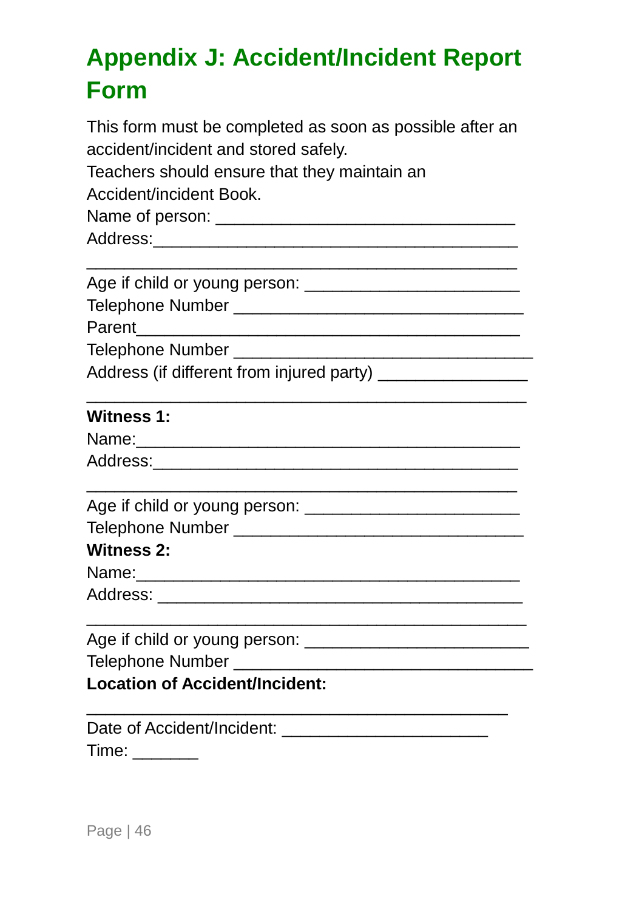# Appendix J: Accident/Incident Report Form

This form must be completed as soon as possible after an accident/incident and stored safely.

Teachers should ensure that they maintain an Accident/incident Book.

Name of person: _______________________________

Address:_______________________________________

_______________________________________________

Age if child or young person: ______________________

Telephone Number ______________________________

Parent_________________________________________

Telephone Number _______________________________

Address (if different from injured party) _______________

_______________________________________________

**Witness 1:**

Name:__________________________________________

Address:________________________________________

_______________________________________________

Age if child or young person: ______________________

Telephone Number ______________________________

**Witness 2:**

Name:__________________________________________

Address: _______________________________________

_______________________________________________

Age if child or young person: _______________________

Telephone Number _______________________________

**Location of Accident/Incident:**

_______________________________________________

Date of Accident/Incident: _____________________

Time: _______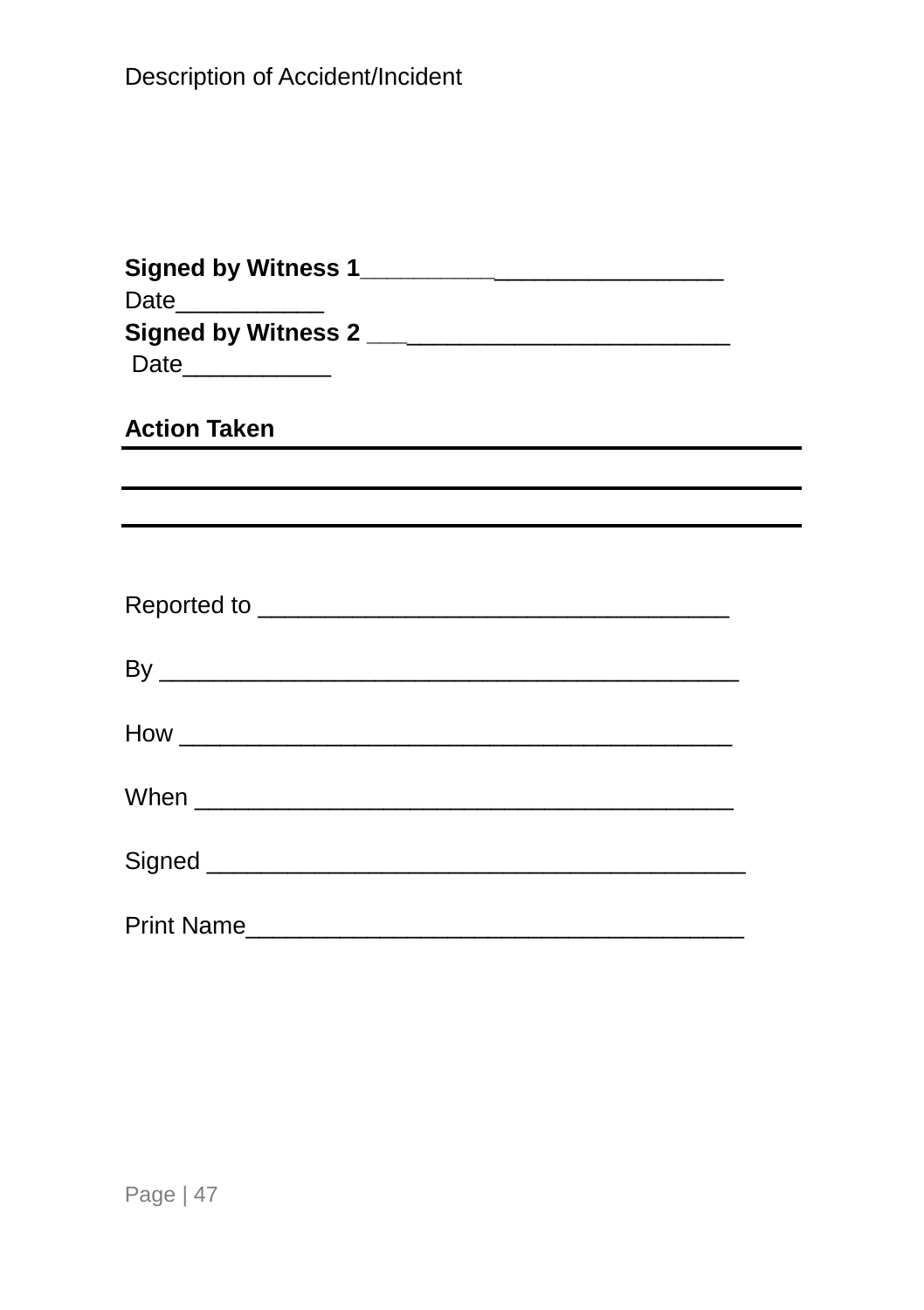Description of Accident/Incident

**Signed by Witness 1**__________________________

Date___________

**Signed by Witness 2** ___________________________

Date___________

**Action Taken**

---

---

---

Reported to ___________________________________

By ___________________________________________

How _________________________________________

When ________________________________________

Signed _______________________________________

Print Name____________________________________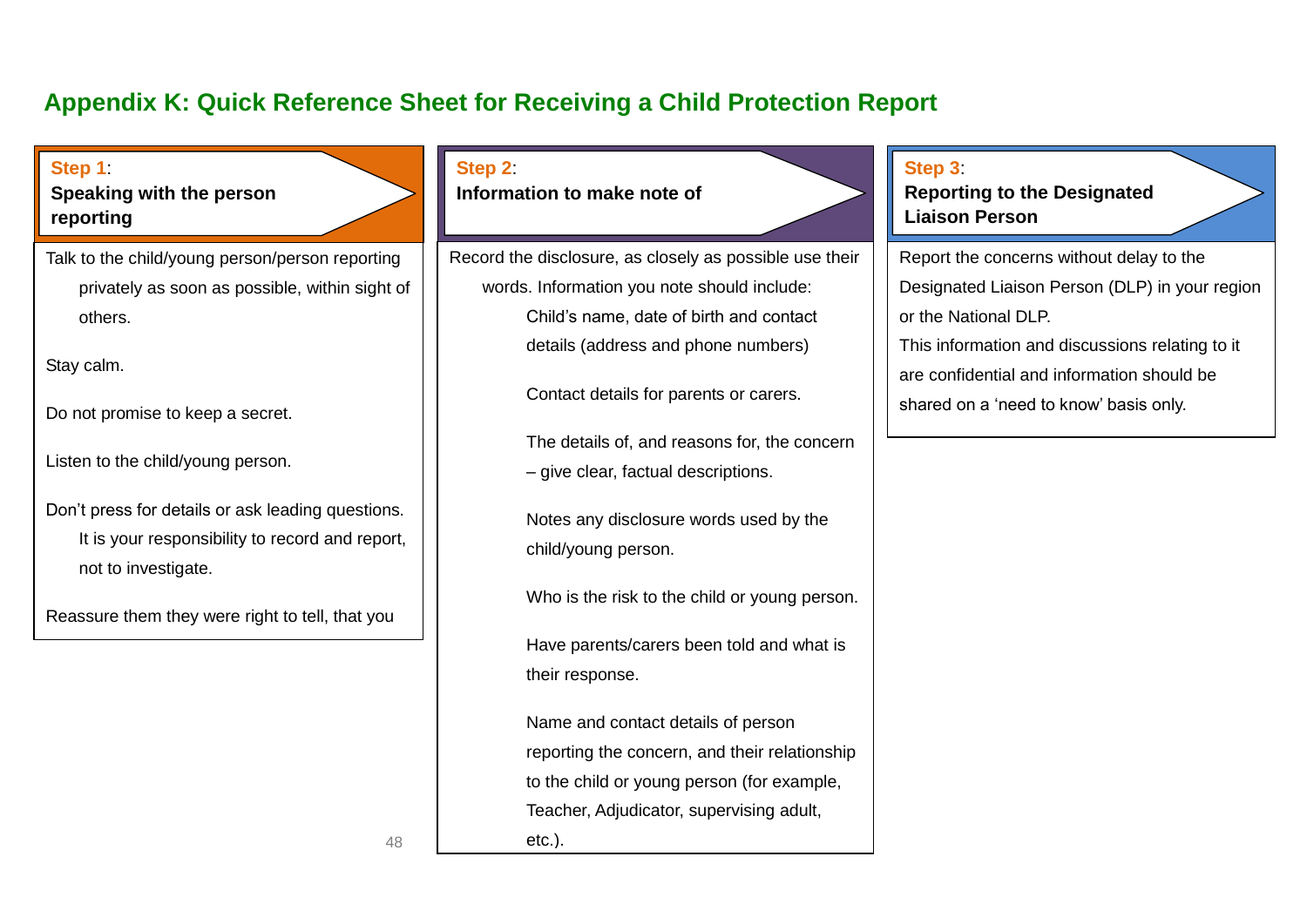## Appendix K: Quick Reference Sheet for Receiving a Child Protection Report

**Step 1**:
**Speaking with the person reporting**

Talk to the child/young person/person reporting privately as soon as possible, within sight of others.

Stay calm.

Do not promise to keep a secret.

Listen to the child/young person.

Don't press for details or ask leading questions. It is your responsibility to record and report, not to investigate.

Reassure them they were right to tell, that you

**Step 2**:
**Information to make note of**

Record the disclosure, as closely as possible use their words. Information you note should include:

Child's name, date of birth and contact details (address and phone numbers)

Contact details for parents or carers.

The details of, and reasons for, the concern – give clear, factual descriptions.

Notes any disclosure words used by the child/young person.

Who is the risk to the child or young person.

Have parents/carers been told and what is their response.

Name and contact details of person reporting the concern, and their relationship to the child or young person (for example, Teacher, Adjudicator, supervising adult, etc.).

**Step 3**:
**Reporting to the Designated Liaison Person**

Report the concerns without delay to the Designated Liaison Person (DLP) in your region or the National DLP.

This information and discussions relating to it are confidential and information should be shared on a 'need to know' basis only.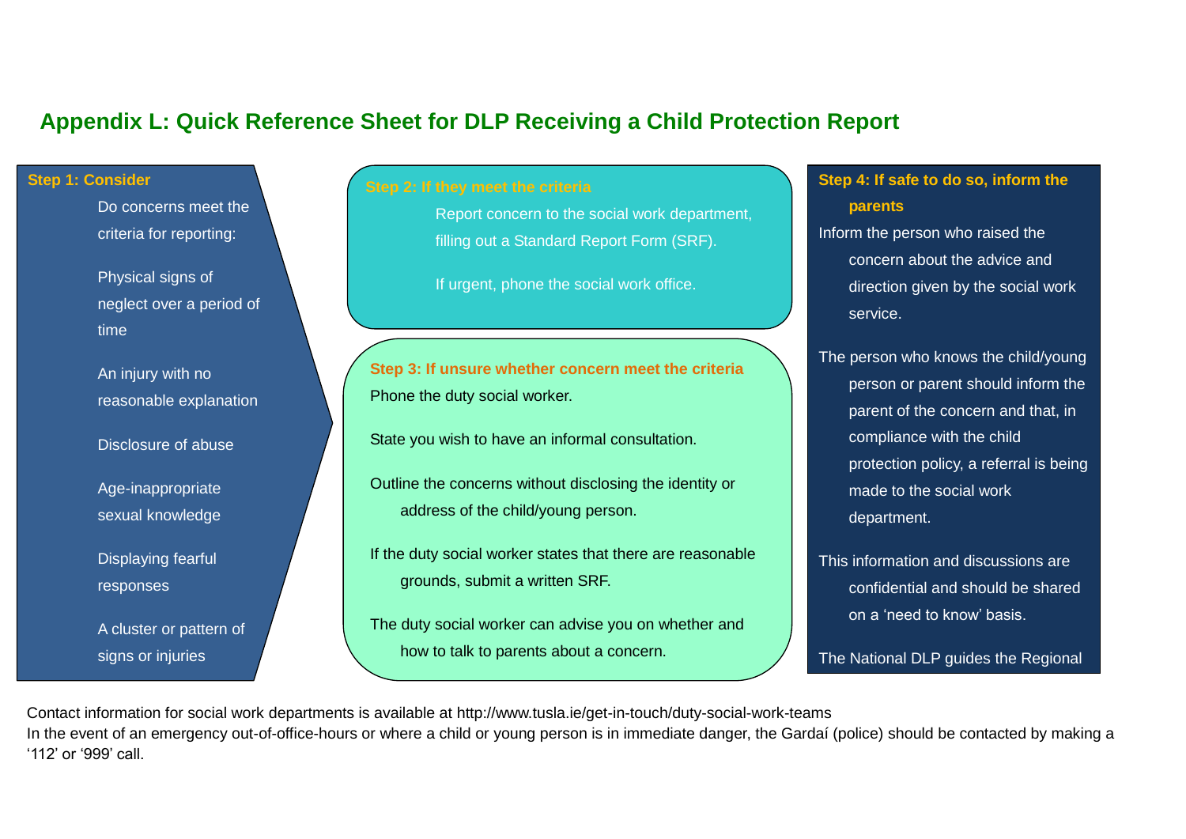## Appendix L: Quick Reference Sheet for DLP Receiving a Child Protection Report

**Step 1: Consider**

Do concerns meet the criteria for reporting:

- Physical signs of neglect over a period of time
- An injury with no reasonable explanation
- Disclosure of abuse
- Age-inappropriate sexual knowledge
- Displaying fearful responses
- A cluster or pattern of signs or injuries

**Step 2: If they meet the criteria**

Report concern to the social work department, filling out a Standard Report Form (SRF).

If urgent, phone the social work office.

**Step 3: If unsure whether concern meet the criteria**

Phone the duty social worker.

State you wish to have an informal consultation.

Outline the concerns without disclosing the identity or address of the child/young person.

If the duty social worker states that there are reasonable grounds, submit a written SRF.

The duty social worker can advise you on whether and how to talk to parents about a concern.

**Step 4: If safe to do so, inform the parents**

Inform the person who raised the concern about the advice and direction given by the social work service.

The person who knows the child/young person or parent should inform the parent of the concern and that, in compliance with the child protection policy, a referral is being made to the social work department.

This information and discussions are confidential and should be shared on a 'need to know' basis.

The National DLP guides the Regional

Contact information for social work departments is available at http://www.tusla.ie/get-in-touch/duty-social-work-teams

In the event of an emergency out-of-office-hours or where a child or young person is in immediate danger, the Gardaí (police) should be contacted by making a '112' or '999' call.